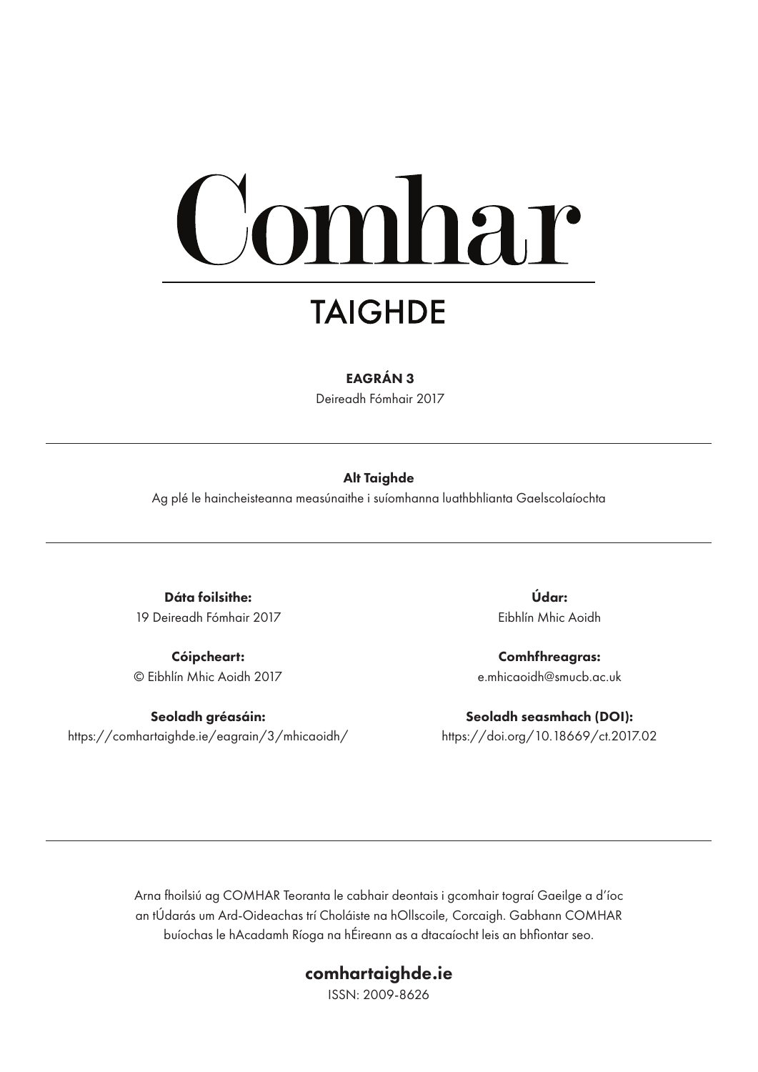# Comhar

## TAIGHDE

**EAGRÁN 3**

Deireadh Fómhair 2017

---

**Alt Taighde**

Ag plé le haincheisteanna measúnaithe i suíomhanna luathbhlianta Gaelscolaíochta

---

**Dáta foilsithe:**
19 Deireadh Fómhair 2017

**Cóipcheart:**
© Eibhlín Mhic Aoidh 2017

**Seoladh gréasáin:**
https://comhartaighde.ie/eagrain/3/mhicaoidh/

**Údar:**
Eibhlín Mhic Aoidh

**Comhfhreagras:**
e.mhicaoidh@smucb.ac.uk

**Seoladh seasmhach (DOI):**
https://doi.org/10.18669/ct.2017.02

---

Arna fhoilsiú ag COMHAR Teoranta le cabhair deontais i gcomhair tograí Gaeilge a d'íoc an tÚdarás um Ard-Oideachas trí Choláiste na hOllscoile, Corcaigh. Gabhann COMHAR buíochas le hAcadamh Ríoga na hÉireann as a dtacaíocht leis an bhfiontar seo.

**comhartaighde.ie**

ISSN: 2009-8626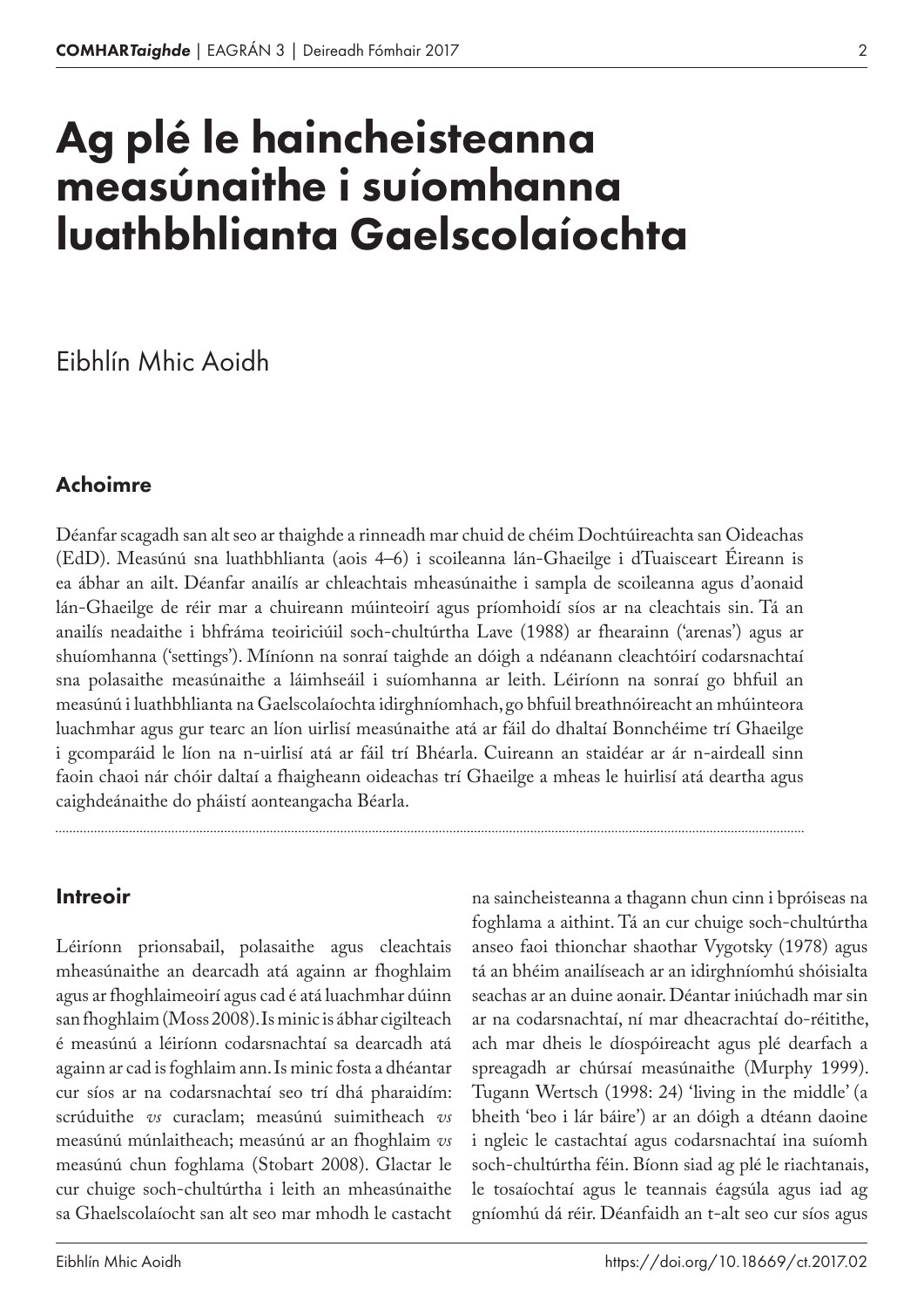# Ag plé le haincheisteanna measúnaithe i suíomhanna luathbhlianta Gaelscolaíochta

Eibhlín Mhic Aoidh

## Achoimre

Déanfar scagadh san alt seo ar thaighde a rinneadh mar chuid de chéim Dochtúireachta san Oideachas (EdD). Measúnú sna luathbhlianta (aois 4–6) i scoileanna lán-Ghaeilge i dTuaisceart Éireann is ea ábhar an ailt. Déanfar anailís ar chleachtais mheasúnaithe i sampla de scoileanna agus d'aonaid lán-Ghaeilge de réir mar a chuireann múinteoirí agus príomhoidí síos ar na cleachtais sin. Tá an anailís neadaithe i bhfráma teoiriciúil soch-chultúrtha Lave (1988) ar fhearainn ('arenas') agus ar shuíomhanna ('settings'). Míníonn na sonraí taighde an dóigh a ndéanann cleachtóirí codarsnachtaí sna polasaithe measúnaithe a láimhseáil i suíomhanna ar leith. Léiríonn na sonraí go bhfuil an measúnú i luathbhlianta na Gaelscolaíochta idirghníomhach, go bhfuil breathnóireacht an mhúinteora luachmhar agus gur tearc an líon uirlisí measúnaithe atá ar fáil do dhaltaí Bonnchéime trí Ghaeilge i gcomparáid le líon na n-uirlisí atá ar fáil trí Bhéarla. Cuireann an staidéar ar ár n-airdeall sinn faoin chaoi nár chóir daltaí a fhaigheann oideachas trí Ghaeilge a mheas le huirlisí atá deartha agus caighdeánaithe do pháistí aonteangacha Béarla.

## Intreoir

Léiríonn prionsabail, polasaithe agus cleachtais mheasúnaithe an dearcadh atá againn ar fhoghlaim agus ar fhoghlaimeoirí agus cad é atá luachmhar dúinn san fhoghlaim (Moss 2008). Is minic is ábhar cigilteach é measúnú a léiríonn codarsnachtaí sa dearcadh atá againn ar cad is foghlaim ann. Is minic fosta a dhéantar cur síos ar na codarsnachtaí seo trí dhá pharaidím: scrúduithe *vs* curaclam; measúnú suimitheach *vs* measúnú múnlaitheach; measúnú ar an fhoghlaim *vs* measúnú chun foghlama (Stobart 2008). Glactar le cur chuige soch-chultúrtha i leith an mheasúnaithe sa Ghaelscolaíocht san alt seo mar mhodh le castacht na saincheisteanna a thagann chun cinn i bpróiseas na foghlama a aithint. Tá an cur chuige soch-chultúrtha anseo faoi thionchar shaothar Vygotsky (1978) agus tá an bhéim anailíseach ar an idirghníomhú shóisialta seachas ar an duine aonair. Déantar iniúchadh mar sin ar na codarsnachtaí, ní mar dheacrachtaí do-réitithe, ach mar dheis le díospóireacht agus plé dearfach a spreagadh ar chúrsaí measúnaithe (Murphy 1999). Tugann Wertsch (1998: 24) 'living in the middle' (a bheith 'beo i lár báire') ar an dóigh a dtéann daoine i ngleic le castachtaí agus codarsnachtaí ina suíomh soch-chultúrtha féin. Bíonn siad ag plé le riachtanais, le tosaíochtaí agus le teannais éagsúla agus iad ag gníomhú dá réir. Déanfaidh an t-alt seo cur síos agus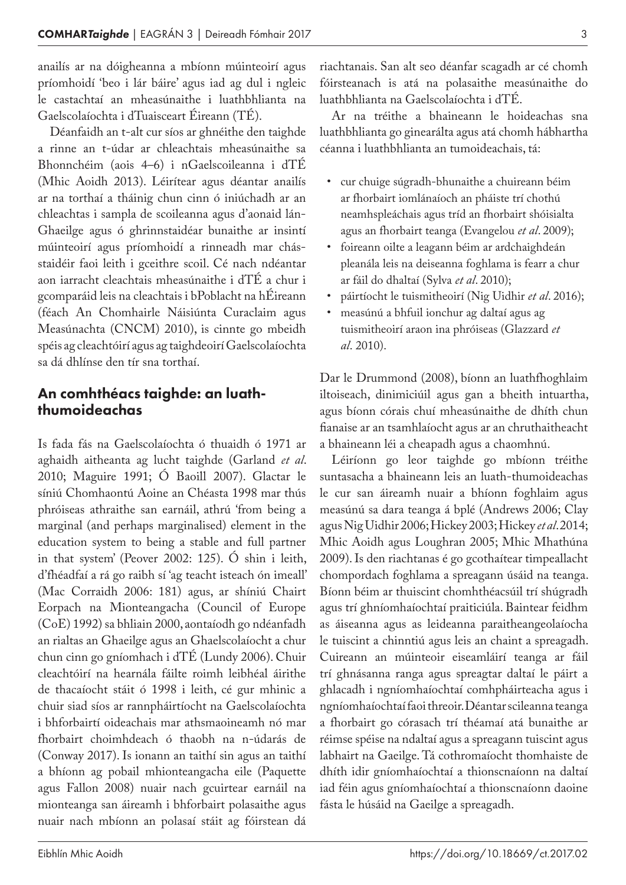anailís ar na dóigheanna a mbíonn múinteoirí agus príomhoidí 'beo i lár báire' agus iad ag dul i ngleic le castachtaí an mheasúnaithe i luathbhlianta na Gaelscolaíochta i dTuaisceart Éireann (TÉ).

Déanfaidh an t-alt cur síos ar ghnéithe den taighde a rinne an t-údar ar chleachtais mheasúnaithe sa Bhonnchéim (aois 4–6) i nGaelscoileanna i dTÉ (Mhic Aoidh 2013). Léirítear agus déantar anailís ar na torthaí a tháinig chun cinn ó iniúchadh ar an chleachtas i sampla de scoileanna agus d'aonaid lán-Ghaeilge agus ó ghrinnstaidéar bunaithe ar insintí múinteoirí agus príomhoidí a rinneadh mar chás-staidéir faoi leith i gceithre scoil. Cé nach ndéantar aon iarracht cleachtais mheasúnaithe i dTÉ a chur i gcomparáid leis na cleachtais i bPoblacht na hÉireann (féach An Chomhairle Náisiúnta Curaclaim agus Measúnachta (CNCM) 2010), is cinnte go mbeidh spéis ag cleachtóirí agus ag taighdeoirí Gaelscolaíochta sa dá dhlínse den tír sna torthaí.

## An comhthéacs taighde: an luath-thumoideachas

Is fada fás na Gaelscolaíochta ó thuaidh ó 1971 ar aghaidh aitheanta ag lucht taighde (Garland *et al*. 2010; Maguire 1991; Ó Baoill 2007). Glactar le síniú Chomhaontú Aoine an Chéasta 1998 mar thús phróiseas athraithe san earnáil, athrú 'from being a marginal (and perhaps marginalised) element in the education system to being a stable and full partner in that system' (Peover 2002: 125). Ó shin i leith, d'fhéadfaí a rá go raibh sí 'ag teacht isteach ón imeall' (Mac Corraidh 2006: 181) agus, ar shíniú Chairt Eorpach na Mionteangacha (Council of Europe (CoE) 1992) sa bhliain 2000, aontaíodh go ndéanfadh an rialtas an Ghaeilge agus an Ghaelscolaíocht a chur chun cinn go gníomhach i dTÉ (Lundy 2006). Chuir cleachtóirí na hearnála fáilte roimh leibhéal áirithe de thacaíocht stáit ó 1998 i leith, cé gur mhinic a chuir siad síos ar rannpháirtíocht na Gaelscolaíochta i bhforbairtí oideachais mar athsmaoineamh nó mar fhorbairt choimhdeach ó thaobh na n-údarás de (Conway 2017). Is ionann an taithí sin agus an taithí a bhíonn ag pobail mhionteangacha eile (Paquette agus Fallon 2008) nuair nach gcuirtear earnáil na mionteanga san áireamh i bhforbairt polasaithe agus nuair nach mbíonn an polasaí stáit ag fóirstean dá riachtanais. San alt seo déanfar scagadh ar cé chomh fóirsteanach is atá na polasaithe measúnaithe do luathbhlianta na Gaelscolaíochta i dTÉ.

Ar na tréithe a bhaineann le hoideachas sna luathbhlianta go ginearálta agus atá chomh hábhartha céanna i luathbhlianta an tumoideachais, tá:

- cur chuige súgradh-bhunaithe a chuireann béim ar fhorbairt iomlánaíoch an pháiste trí chothú neamhspleáchais agus tríd an fhorbairt shóisialta agus an fhorbairt teanga (Evangelou *et al*. 2009);
- foireann oilte a leagann béim ar ardchaighdeán pleanála leis na deiseanna foghlama is fearr a chur ar fáil do dhaltaí (Sylva *et al*. 2010);
- páirtíocht le tuismitheoirí (Nig Uidhir *et al*. 2016);
- measúnú a bhfuil ionchur ag daltaí agus ag tuismitheoirí araon ina phróiseas (Glazzard *et al*. 2010).

Dar le Drummond (2008), bíonn an luathfhoghlaim iltoiseach, dinimiciúil agus gan a bheith intuartha, agus bíonn córais chuí mheasúnaithe de dhíth chun fianaise ar an tsamhlaíocht agus ar an chruthaitheacht a bhaineann léi a cheapadh agus a chaomhnú.

Léiríonn go leor taighde go mbíonn tréithe suntasacha a bhaineann leis an luath-thumoideachas le cur san áireamh nuair a bhíonn foghlaim agus measúnú sa dara teanga á bplé (Andrews 2006; Clay agus Nig Uidhir 2006; Hickey 2003; Hickey *et al*. 2014; Mhic Aoidh agus Loughran 2005; Mhic Mhathúna 2009). Is den riachtanas é go gcothaítear timpeallacht chompordach foghlama a spreagann úsáid na teanga. Bíonn béim ar thuiscint chomhthéacsúil trí shúgradh agus trí ghníomhaíochtaí praiticiúla. Baintear feidhm as áiseanna agus as leideanna paraiteangeolaíocha le tuiscint a chinntiú agus leis an chaint a spreagadh. Cuireann an múinteoir eiseamláirí teanga ar fáil trí ghnásanna ranga agus spreagtar daltaí le páirt a ghlacadh i ngníomhaíochtaí comhpháirteacha agus i ngníomhaíochtaí faoi threoir. Déantar scileanna teanga a fhorbairt go córasach trí théamaí atá bunaithe ar réimse spéise na ndaltaí agus a spreagann tuiscint agus labhairt na Gaeilge. Tá cothromaíocht thomhaiste de dhíth idir gníomhaíochtaí a thionscnaíonn na daltaí iad féin agus gníomhaíochtaí a thionscnaíonn daoine fásta le húsáid na Gaeilge a spreagadh.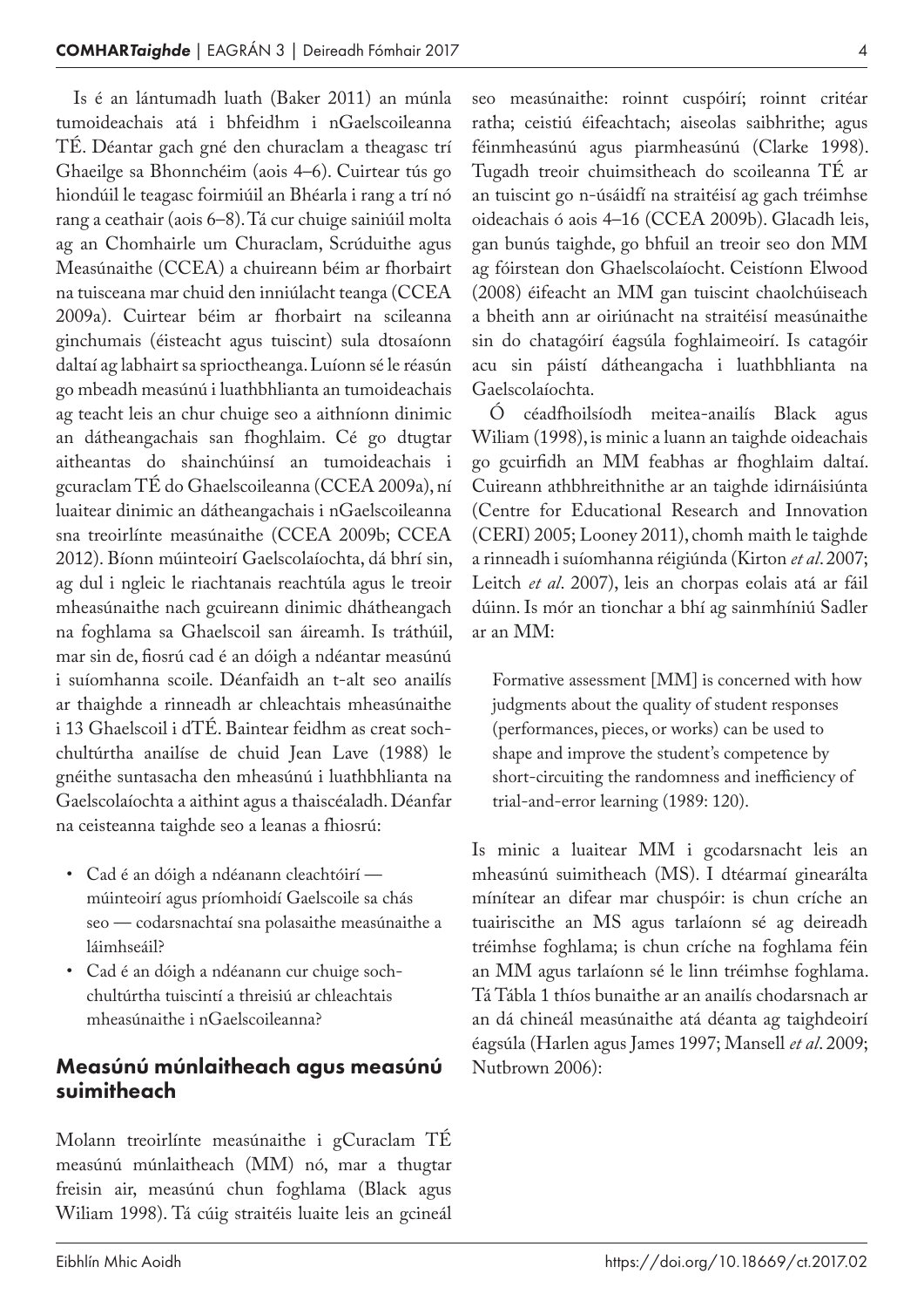Is é an lántumadh luath (Baker 2011) an múnla tumoideachais atá i bhfeidhm i nGaelscoileanna TÉ. Déantar gach gné den churaclam a theagasc trí Ghaeilge sa Bhonnchéim (aois 4–6). Cuirtear tús go hiondúil le teagasc foirmiúil an Bhéarla i rang a trí nó rang a ceathair (aois 6–8). Tá cur chuige sainiúil molta ag an Chomhairle um Churaclam, Scrúduithe agus Measúnaithe (CCEA) a chuireann béim ar fhorbairt na tuisceana mar chuid den inniúlacht teanga (CCEA 2009a). Cuirtear béim ar fhorbairt na scileanna ginchumais (éisteacht agus tuiscint) sula dtosaíonn daltaí ag labhairt sa sprioctheanga. Luíonn sé le réasún go mbeadh measúnú i luathbhlianta an tumoideachais ag teacht leis an chur chuige seo a aithníonn dinimic an dátheangachais san fhoghlaim. Cé go dtugtar aitheantas do shainchúinsí an tumoideachais i gcuraclam TÉ do Ghaelscoileanna (CCEA 2009a), ní luaitear dinimic an dátheangachais i nGaelscoileanna sna treoirlínte measúnaithe (CCEA 2009b; CCEA 2012). Bíonn múinteoirí Gaelscolaíochta, dá bhrí sin, ag dul i ngleic le riachtanais reachtúla agus le treoir mheasúnaithe nach gcuireann dinimic dhátheangach na foghlama sa Ghaelscoil san áireamh. Is tráthúil, mar sin de, fiosrú cad é an dóigh a ndéantar measúnú i suíomhanna scoile. Déanfaidh an t-alt seo anailís ar thaighde a rinneadh ar chleachtais mheasúnaithe i 13 Ghaelscoil i dTÉ. Baintear feidhm as creat soch-chultúrtha anailíse de chuid Jean Lave (1988) le gnéithe suntasacha den mheasúnú i luathbhlianta na Gaelscolaíochta a aithint agus a thaiscéaladh. Déanfar na ceisteanna taighde seo a leanas a fhiosrú:

- Cad é an dóigh a ndéanann cleachtóirí — múinteoirí agus príomhoidí Gaelscoile sa chás seo — codarsnachtaí sna polasaithe measúnaithe a láimhseáil?
- Cad é an dóigh a ndéanann cur chuige soch-chultúrtha tuiscintí a threisiú ar chleachtais mheasúnaithe i nGaelscoileanna?

## Measúnú múnlaitheach agus measúnú suimitheach

Molann treoirlínte measúnaithe i gCuraclam TÉ measúnú múnlaitheach (MM) nó, mar a thugtar freisin air, measúnú chun foghlama (Black agus Wiliam 1998). Tá cúig straitéis luaite leis an gcineál seo measúnaithe: roinnt cuspóirí; roinnt critéar ratha; ceistiú éifeachtach; aiseolas saibhrithe; agus féinmheasúnú agus piarmheasúnú (Clarke 1998). Tugadh treoir chuimsitheach do scoileanna TÉ ar an tuiscint go n-úsáidfí na straitéisí ag gach tréimhse oideachais ó aois 4–16 (CCEA 2009b). Glacadh leis, gan bunús taighde, go bhfuil an treoir seo don MM ag fóirstean don Ghaelscolaíocht. Ceistíonn Elwood (2008) éifeacht an MM gan tuiscint chaolchúiseach a bheith ann ar oiriúnacht na straitéisí measúnaithe sin do chatagóirí éagsúla foghlaimeoirí. Is catagóir acu sin páistí dátheangacha i luathbhlianta na Gaelscolaíochta.

Ó céadfhoilsíodh meitea-anailís Black agus Wiliam (1998), is minic a luann an taighde oideachais go gcuirfidh an MM feabhas ar fhoghlaim daltaí. Cuireann athbhreithnithe ar an taighde idirnáisiúnta (Centre for Educational Research and Innovation (CERI) 2005; Looney 2011), chomh maith le taighde a rinneadh i suíomhanna réigiúnda (Kirton *et al*. 2007; Leitch *et al*. 2007), leis an chorpas eolais atá ar fáil dúinn. Is mór an tionchar a bhí ag sainmhíniú Sadler ar an MM:

> Formative assessment [MM] is concerned with how judgments about the quality of student responses (performances, pieces, or works) can be used to shape and improve the student's competence by short-circuiting the randomness and inefficiency of trial-and-error learning (1989: 120).

Is minic a luaitear MM i gcodarsnacht leis an mheasúnú suimitheach (MS). I dtéarmaí ginearálta mínítear an difear mar chuspóir: is chun críche an tuairiscithe an MS agus tarlaíonn sé ag deireadh tréimhse foghlama; is chun críche na foghlama féin an MM agus tarlaíonn sé le linn tréimhse foghlama. Tá Tábla 1 thíos bunaithe ar an anailís chodarsnach ar an dá chineál measúnaithe atá déanta ag taighdeoirí éagsúla (Harlen agus James 1997; Mansell *et al*. 2009; Nutbrown 2006):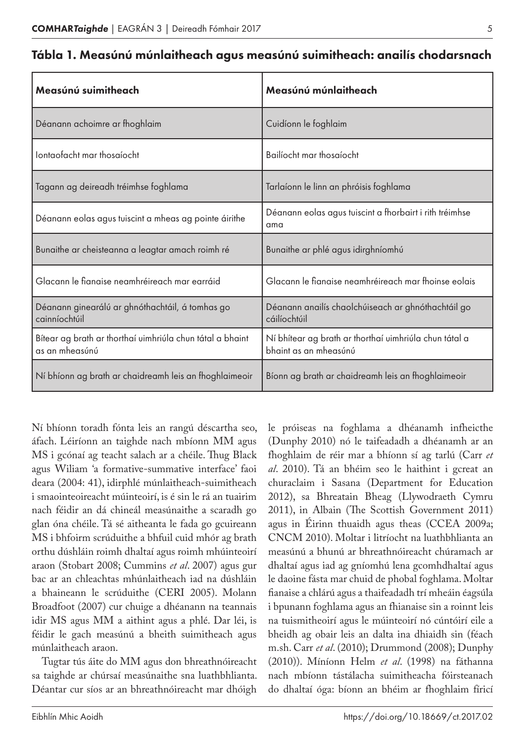## Tábla 1. Measúnú múnlaitheach agus measúnú suimitheach: anailís chodarsnach

| Measúnú suimitheach | Measúnú múnlaitheach |
|---|---|
| Déanann achoimre ar fhoghlaim | Cuidíonn le foghlaim |
| Iontaofacht mar thosaíocht | Bailíocht mar thosaíocht |
| Tagann ag deireadh tréimhse foghlama | Tarlaíonn le linn an phróisis foghlama |
| Déanann eolas agus tuiscint a mheas ag pointe áirithe | Déanann eolas agus tuiscint a fhorbairt i rith tréimhse ama |
| Bunaithe ar cheisteanna a leagtar amach roimh ré | Bunaithe ar phlé agus idirghníomhú |
| Glacann le fianaise neamhréireach mar earráid | Glacann le fianaise neamhréireach mar fhoinse eolais |
| Déanann ginearálú ar ghnóthachtáil, á tomhas go cainníochtúil | Déanann anailís chaolchúiseach ar ghnóthachtáil go cáilíochtúil |
| Bítear ag brath ar thorthaí uimhriúla chun tátal a bhaint as an mheasúnú | Ní bhítear ag brath ar thorthaí uimhriúla chun tátal a bhaint as an mheasúnú |
| Ní bhíonn ag brath ar chaidreamh leis an fhoghlaimeoir | Bíonn ag brath ar chaidreamh leis an fhoghlaimeoir |

Ní bhíonn toradh fónta leis an rangú déscartha seo, áfach. Léiríonn an taighde nach mbíonn MM agus MS i gcónaí ag teacht salach ar a chéile. Thug Black agus Wiliam 'a formative-summative interface' faoi deara (2004: 41), idirphlé múnlaitheach-suimitheach i smaointeoireacht múinteoirí, is é sin le rá an tuairim nach féidir an dá chineál measúnaithe a scaradh go glan óna chéile. Tá sé aitheanta le fada go gcuireann MS i bhfoirm scrúduithe a bhfuil cuid mhór ag brath orthu dúshláin roimh dhaltaí agus roimh mhúinteoirí araon (Stobart 2008; Cummins *et al*. 2007) agus gur bac ar an chleachtas mhúnlaitheach iad na dúshláin a bhaineann le scrúduithe (CERI 2005). Molann Broadfoot (2007) cur chuige a dhéanann na teannais idir MS agus MM a aithint agus a phlé. Dar léi, is féidir le gach measúnú a bheith suimitheach agus múnlaitheach araon.

Tugtar tús áite do MM agus don bhreathnóireacht sa taighde ar chúrsaí measúnaithe sna luathbhlianta. Déantar cur síos ar an bhreathnóireacht mar dhóigh le próiseas na foghlama a dhéanamh infheicthe (Dunphy 2010) nó le taifeadadh a dhéanamh ar an fhoghlaim de réir mar a bhíonn sí ag tarlú (Carr *et al*. 2010). Tá an bhéim seo le haithint i gcreat an churaclaim i Sasana (Department for Education 2012), sa Bhreatain Bheag (Llywodraeth Cymru 2011), in Albain (The Scottish Government 2011) agus in Éirinn thuaidh agus theas (CCEA 2009a; CNCM 2010). Moltar i litríocht na luathbhlianta an measúnú a bhunú ar bhreathnóireacht chúramach ar dhaltaí agus iad ag gníomhú lena gcomhdhaltaí agus le daoine fásta mar chuid de phobal foghlama. Moltar fianaise a chlárú agus a thaifeadadh trí mheáin éagsúla i bpunann foghlama agus an fhianaise sin a roinnt leis na tuismitheoirí agus le múinteoirí nó cúntóirí eile a bheidh ag obair leis an dalta ina dhiaidh sin (féach m.sh. Carr *et al*. (2010); Drummond (2008); Dunphy (2010)). Míníonn Helm *et al*. (1998) na fáthanna nach mbíonn tástálacha suimitheacha fóirsteanach do dhaltaí óga: bíonn an bhéim ar fhoghlaim fíricí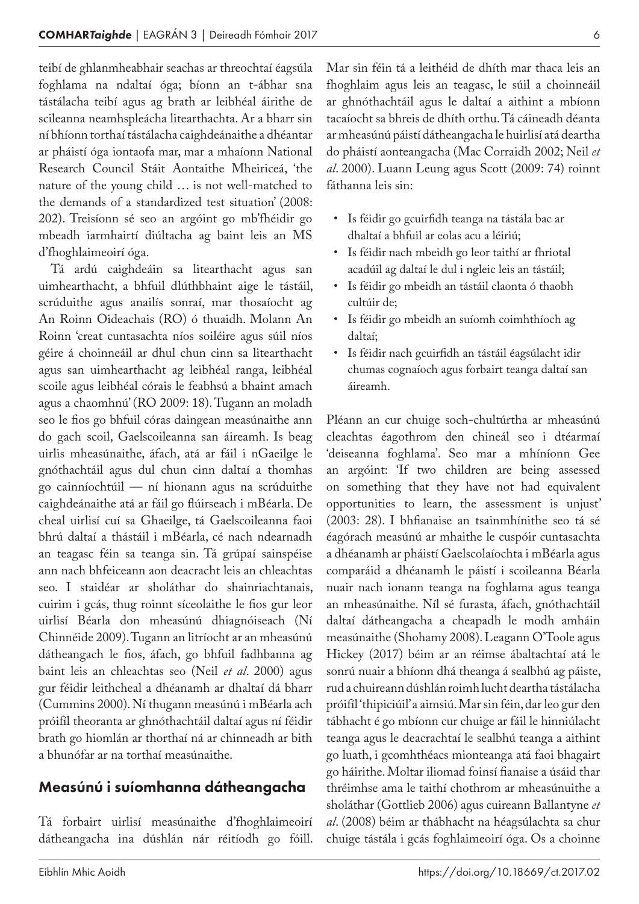teibí de ghlanmheabhair seachas ar threochtaí éagsúla foghlama na ndaltaí óga; bíonn an t-ábhar sna tástálacha teibí agus ag brath ar leibhéal áirithe de scileanna neamhspleácha litearthachta. Ar a bharr sin ní bhíonn torthaí tástálacha caighdeánaithe a dhéantar ar pháistí óga iontaofa mar, mar a mhaíonn National Research Council Stáit Aontaithe Mheiriceá, 'the nature of the young child … is not well-matched to the demands of a standardized test situation' (2008: 202). Treisíonn sé seo an argóint go mb'fhéidir go mbeadh iarmhairtí diúltacha ag baint leis an MS d'fhoghlaimeoirí óga.

Tá ardú caighdeáin sa litearthacht agus san uimhearthacht, a bhfuil dlúthbhaint aige le tástáil, scrúduithe agus anailís sonraí, mar thosaíocht ag An Roinn Oideachais (RO) ó thuaidh. Molann An Roinn 'creat cuntasachta níos soiléire agus súil níos géire á choinneáil ar dhul chun cinn sa litearthacht agus san uimhearthacht ag leibhéal ranga, leibhéal scoile agus leibhéal córais le feabhsú a bhaint amach agus a chaomhnú' (RO 2009: 18). Tugann an moladh seo le fios go bhfuil córas daingean measúnaithe ann do gach scoil, Gaelscoileanna san áireamh. Is beag uirlis mheasúnaithe, áfach, atá ar fáil i nGaeilge le gnóthachtáil agus dul chun cinn daltaí a thomhas go cainníochtúil — ní hionann agus na scrúduithe caighdeánaithe atá ar fáil go flúirseach i mBéarla. De cheal uirlisí cuí sa Ghaeilge, tá Gaelscoileanna faoi bhrú daltaí a thástáil i mBéarla, cé nach ndearnadh an teagasc féin sa teanga sin. Tá grúpaí sainspéise ann nach bhfeiceann aon deacracht leis an chleachtas seo. I staidéar ar sholáthar do shainriachtanais, cuirim i gcás, thug roinnt síceolaithe le fios gur leor uirlisí Béarla don mheasúnú dhiagnóiseach (Ní Chinnéide 2009). Tugann an litríocht ar an mheasúnú dátheangach le fios, áfach, go bhfuil fadhbanna ag baint leis an chleachtas seo (Neil *et al*. 2000) agus gur féidir leithcheal a dhéanamh ar dhaltaí dá bharr (Cummins 2000). Ní thugann measúnú i mBéarla ach próifíl theoranta ar ghnóthachtáil daltaí agus ní féidir brath go hiomlán ar thorthaí ná ar chinneadh ar bith a bhunófar ar na torthaí measúnaithe.

## Measúnú i suíomhanna dátheangacha

Tá forbairt uirlisí measúnaithe d'fhoghlaimeoirí dátheangacha ina dúshlán nár réitíodh go fóill. Mar sin féin tá a leithéid de dhíth mar thaca leis an fhoghlaim agus leis an teagasc, le súil a choinneáil ar ghnóthachtáil agus le daltaí a aithint a mbíonn tacaíocht sa bhreis de dhíth orthu. Tá cáineadh déanta ar mheasúnú páistí dátheangacha le huirlisí atá deartha do pháistí aonteangacha (Mac Corraidh 2002; Neil *et al*. 2000). Luann Leung agus Scott (2009: 74) roinnt fáthanna leis sin:

- Is féidir go gcuirfidh teanga na tástála bac ar dhaltaí a bhfuil ar eolas acu a léiriú;
- Is féidir nach mbeidh go leor taithí ar fhriotal acadúil ag daltaí le dul i ngleic leis an tástáil;
- Is féidir go mbeidh an tástáil claonta ó thaobh cultúir de;
- Is féidir go mbeidh an suíomh coimhthíoch ag daltaí;
- Is féidir nach gcuirfidh an tástáil éagsúlacht idir chumas cognaíoch agus forbairt teanga daltaí san áireamh.

Pléann an cur chuige soch-chultúrtha ar mheasúnú cleachtas éagothrom den chineál seo i dtéarmaí 'deiseanna foghlama'. Seo mar a mhíníonn Gee an argóint: 'If two children are being assessed on something that they have not had equivalent opportunities to learn, the assessment is unjust' (2003: 28). I bhfianaise an tsainmhínithe seo tá sé éagórach measúnú ar mhaithe le cuspóir cuntasachta a dhéanamh ar pháistí Gaelscolaíochta i mBéarla agus comparáid a dhéanamh le páistí i scoileanna Béarla nuair nach ionann teanga na foghlama agus teanga an mheasúnaithe. Níl sé furasta, áfach, gnóthachtáil daltaí dátheangacha a cheapadh le modh amháin measúnaithe (Shohamy 2008). Leagann O'Toole agus Hickey (2017) béim ar an réimse ábaltachtaí atá le sonrú nuair a bhíonn dhá theanga á sealbhú ag páiste, rud a chuireann dúshlán roimh lucht deartha tástálacha próifíl 'thipiciúil' a aimsiú. Mar sin féin, dar leo gur den tábhacht é go mbíonn cur chuige ar fáil le hinniúlacht teanga agus le deacrachtaí le sealbhú teanga a aithint go luath, i gcomhthéacs mionteanga atá faoi bhagairt go háirithe. Moltar iliomad foinsí fianaise a úsáid thar thréimhse ama le taithí chothrom ar mheasúnuithe a sholáthar (Gottlieb 2006) agus cuireann Ballantyne *et al*. (2008) béim ar thábhacht na héagsúlachta sa chur chuige tástála i gcás foghlaimeoirí óga. Os a choinne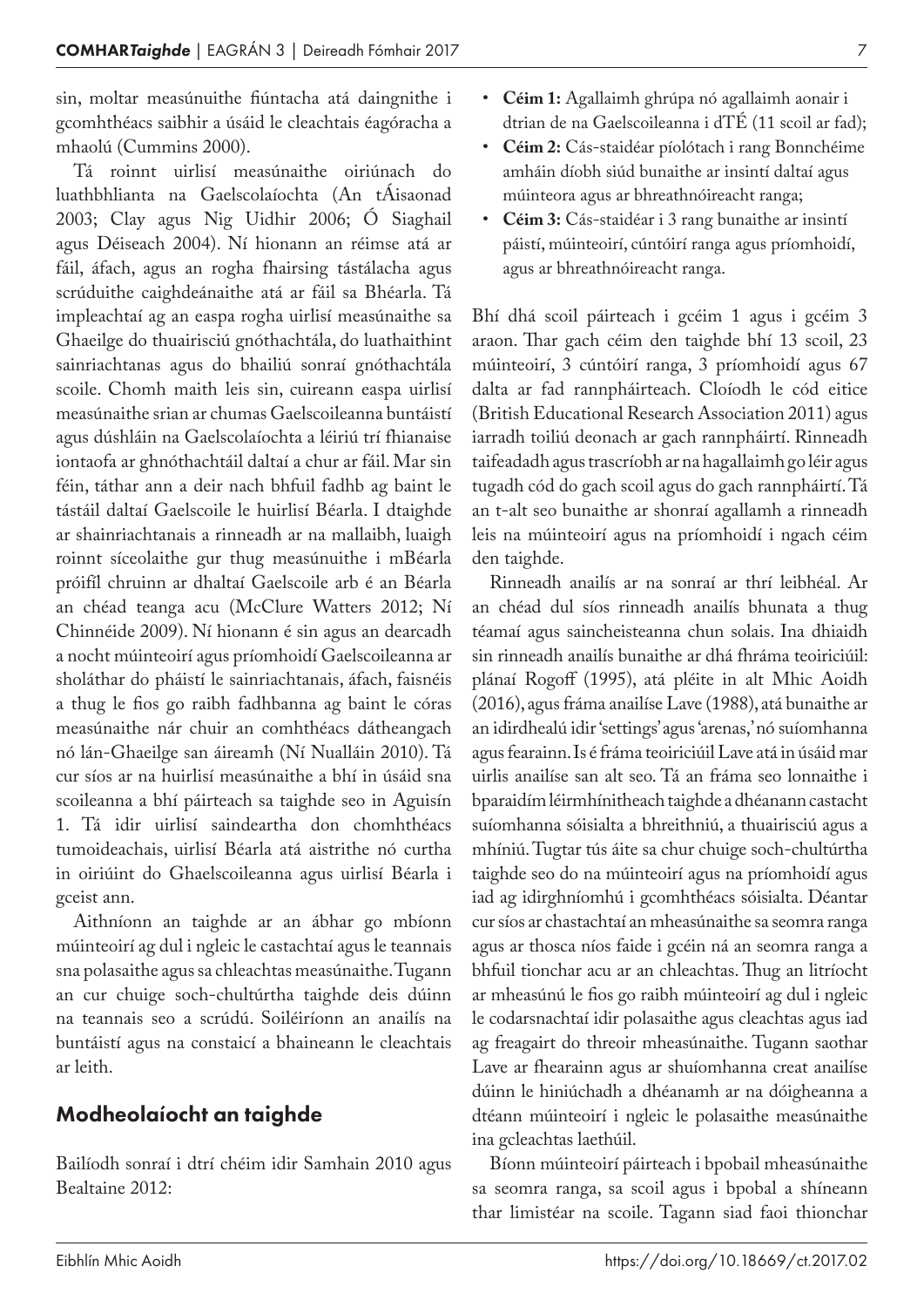sin, moltar measúnuithe fiúntacha atá daingnithe i gcomhthéacs saibhir a úsáid le cleachtais éagóracha a mhaolú (Cummins 2000).

Tá roinnt uirlisí measúnaithe oiriúnach do luathbhlianta na Gaelscolaíochta (An tÁisaonad 2003; Clay agus Nig Uidhir 2006; Ó Siaghail agus Déiseach 2004). Ní hionann an réimse atá ar fáil, áfach, agus an rogha fhairsing tástálacha agus scrúduithe caighdeánaithe atá ar fáil sa Bhéarla. Tá impleachtaí ag an easpa rogha uirlisí measúnaithe sa Ghaeilge do thuairisciú gnóthachtála, do luathaithint sainriachtanas agus do bhailiú sonraí gnóthachtála scoile. Chomh maith leis sin, cuireann easpa uirlisí measúnaithe srian ar chumas Gaelscoileanna buntáistí agus dúshláin na Gaelscolaíochta a léiriú trí fhianaise iontaofa ar ghnóthachtáil daltaí a chur ar fáil. Mar sin féin, táthar ann a deir nach bhfuil fadhb ag baint le tástáil daltaí Gaelscoile le huirlisí Béarla. I dtaighde ar shainriachtanais a rinneadh ar na mallaibh, luaigh roinnt síceolaithe gur thug measúnuithe i mBéarla próifíl chruinn ar dhaltaí Gaelscoile arb é an Béarla an chéad teanga acu (McClure Watters 2012; Ní Chinnéide 2009). Ní hionann é sin agus an dearcadh a nocht múinteoirí agus príomhoidí Gaelscoileanna ar sholáthar do pháistí le sainriachtanais, áfach, faisnéis a thug le fios go raibh fadhbanna ag baint le córas measúnaithe nár chuir an comhthéacs dátheangach nó lán-Ghaeilge san áireamh (Ní Nualláin 2010). Tá cur síos ar na huirlisí measúnaithe a bhí in úsáid sna scoileanna a bhí páirteach sa taighde seo in Aguisín 1. Tá idir uirlisí saindeartha don chomhthéacs tumoideachais, uirlisí Béarla atá aistrithe nó curtha in oiriúint do Ghaelscoileanna agus uirlisí Béarla i gceist ann.

Aithníonn an taighde ar an ábhar go mbíonn múinteoirí ag dul i ngleic le castachtaí agus le teannais sna polasaithe agus sa chleachtas measúnaithe. Tugann an cur chuige soch-chultúrtha taighde deis dúinn na teannais seo a scrúdú. Soiléiríonn an anailís na buntáistí agus na constaicí a bhaineann le cleachtais ar leith.

## Modheolaíocht an taighde

Bailíodh sonraí i dtrí chéim idir Samhain 2010 agus Bealtaine 2012:

- **Céim 1:** Agallaimh ghrúpa nó agallaimh aonair i dtrian de na Gaelscoileanna i dTÉ (11 scoil ar fad);
- **Céim 2:** Cás-staidéar píolótach i rang Bonnchéime amháin díobh siúd bunaithe ar insintí daltaí agus múinteora agus ar bhreathnóireacht ranga;
- **Céim 3:** Cás-staidéar i 3 rang bunaithe ar insintí páistí, múinteoirí, cúntóirí ranga agus príomhoidí, agus ar bhreathnóireacht ranga.

Bhí dhá scoil páirteach i gcéim 1 agus i gcéim 3 araon. Thar gach céim den taighde bhí 13 scoil, 23 múinteoirí, 3 cúntóirí ranga, 3 príomhoidí agus 67 dalta ar fad rannpháirteach. Cloíodh le cód eitice (British Educational Research Association 2011) agus iarradh toiliú deonach ar gach rannpháirtí. Rinneadh taifeadadh agus trascríobh ar na hagallaimh go léir agus tugadh cód do gach scoil agus do gach rannpháirtí. Tá an t-alt seo bunaithe ar shonraí agallamh a rinneadh leis na múinteoirí agus na príomhoidí i ngach céim den taighde.

Rinneadh anailís ar na sonraí ar thrí leibhéal. Ar an chéad dul síos rinneadh anailís bhunata a thug téamaí agus saincheisteanna chun solais. Ina dhiaidh sin rinneadh anailís bunaithe ar dhá fhráma teoiriciúil: plánaí Rogoff (1995), atá pléite in alt Mhic Aoidh (2016), agus fráma anailíse Lave (1988), atá bunaithe ar an idirdhealú idir 'settings' agus 'arenas,' nó suíomhanna agus fearainn. Is é fráma teoiriciúil Lave atá in úsáid mar uirlis anailíse san alt seo. Tá an fráma seo lonnaithe i bparaidím léirmhínitheach taighde a dhéanann castacht suíomhanna sóisialta a bhreithniú, a thuairisciú agus a mhíniú. Tugtar tús áite sa chur chuige soch-chultúrtha taighde seo do na múinteoirí agus na príomhoidí agus iad ag idirghníomhú i gcomhthéacs sóisialta. Déantar cur síos ar chastachtaí an mheasúnaithe sa seomra ranga agus ar thosca níos faide i gcéin ná an seomra ranga a bhfuil tionchar acu ar an chleachtas. Thug an litríocht ar mheasúnú le fios go raibh múinteoirí ag dul i ngleic le codarsnachtaí idir polasaithe agus cleachtas agus iad ag freagairt do threoir mheasúnaithe. Tugann saothar Lave ar fhearainn agus ar shuíomhanna creat anailíse dúinn le hiniúchadh a dhéanamh ar na dóigheanna a dtéann múinteoirí i ngleic le polasaithe measúnaithe ina gcleachtas laethúil.

Bíonn múinteoirí páirteach i bpobail mheasúnaithe sa seomra ranga, sa scoil agus i bpobal a shíneann thar limistéar na scoile. Tagann siad faoi thionchar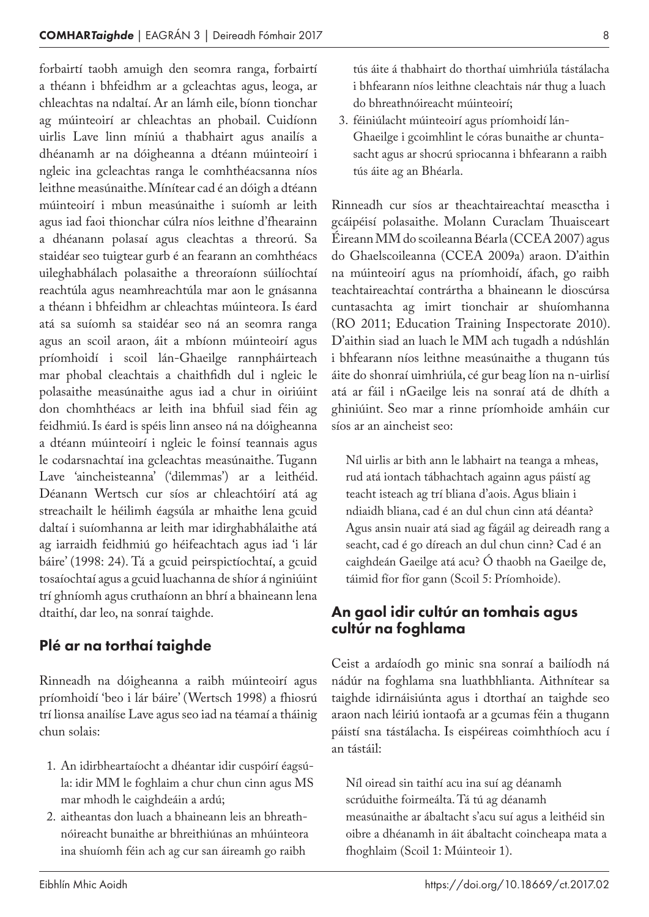forbairtí taobh amuigh den seomra ranga, forbairtí a théann i bhfeidhm ar a gcleachtas agus, leoga, ar chleachtas na ndaltaí. Ar an lámh eile, bíonn tionchar ag múinteoirí ar chleachtas an phobail. Cuidíonn uirlis Lave linn míniú a thabhairt agus anailís a dhéanamh ar na dóigheanna a dtéann múinteoirí i ngleic ina gcleachtas ranga le comhthéacsanna níos leithne measúnaithe. Mínítear cad é an dóigh a dtéann múinteoirí i mbun measúnaithe i suíomh ar leith agus iad faoi thionchar cúlra níos leithne d'fhearainn a dhéanann polasaí agus cleachtas a threorú. Sa staidéar seo tuigtear gurb é an fearann an comhthéacs uileghabhálach polasaithe a threoraíonn súilíochtaí reachtúla agus neamhreachtúla mar aon le gnásanna a théann i bhfeidhm ar chleachtas múinteora. Is éard atá sa suíomh sa staidéar seo ná an seomra ranga agus an scoil araon, áit a mbíonn múinteoirí agus príomhoidí i scoil lán-Ghaeilge rannpháirteach mar phobal cleachtais a chaithfidh dul i ngleic le polasaithe measúnaithe agus iad a chur in oiriúint don chomhthéacs ar leith ina bhfuil siad féin ag feidhmiú. Is éard is spéis linn anseo ná na dóigheanna a dtéann múinteoirí i ngleic le foinsí teannais agus le codarsnachtaí ina gcleachtas measúnaithe. Tugann Lave 'aincheisteanna' ('dilemmas') ar a leithéid. Déanann Wertsch cur síos ar chleachtóirí atá ag streachailt le héilimh éagsúla ar mhaithe lena gcuid daltaí i suíomhanna ar leith mar idirghabhálaithe atá ag iarraidh feidhmiú go héifeachtach agus iad 'i lár báire' (1998: 24). Tá a gcuid peirspictíochtaí, a gcuid tosaíochtaí agus a gcuid luachanna de shíor á nginiúint trí ghníomh agus cruthaíonn an bhrí a bhaineann lena dtaithí, dar leo, na sonraí taighde.

## Plé ar na torthaí taighde

Rinneadh na dóigheanna a raibh múinteoirí agus príomhoidí 'beo i lár báire' (Wertsch 1998) a fhiosrú trí lionsa anailíse Lave agus seo iad na téamaí a tháinig chun solais:

1. An idirbheartaíocht a dhéantar idir cuspóirí éagsúla: idir MM le foghlaim a chur chun cinn agus MS mar mhodh le caighdeáin a ardú;
2. aitheantas don luach a bhaineann leis an bhreathnóireacht bunaithe ar bhreithiúnas an mhúinteora ina shuíomh féin ach ag cur san áireamh go raibh tús áite á thabhairt do thorthaí uimhriúla tástálacha i bhfearann níos leithne cleachtais nár thug a luach do bhreathnóireacht múinteoirí;
3. féiniúlacht múinteoirí agus príomhoidí lán-Ghaeilge i gcoimhlint le córas bunaithe ar chuntasacht agus ar shocrú spriocanna i bhfearann a raibh tús áite ag an Bhéarla.

Rinneadh cur síos ar theachtaireachtaí measctha i gcáipéisí polasaithe. Molann Curaclam Thuaisceart Éireann MM do scoileanna Béarla (CCEA 2007) agus do Ghaelscoileanna (CCEA 2009a) araon. D'aithin na múinteoirí agus na príomhoidí, áfach, go raibh teachtaireachtaí contrártha a bhaineann le dioscúrsa cuntasachta ag imirt tionchair ar shuíomhanna (RO 2011; Education Training Inspectorate 2010). D'aithin siad an luach le MM ach tugadh a ndúshlán i bhfearann níos leithne measúnaithe a thugann tús áite do shonraí uimhriúla, cé gur beag líon na n-uirlisí atá ar fáil i nGaeilge leis na sonraí atá de dhíth a ghiniúint. Seo mar a rinne príomhoide amháin cur síos ar an aincheist seo:

> Níl uirlis ar bith ann le labhairt na teanga a mheas, rud atá iontach tábhachtach againn agus páistí ag teacht isteach ag trí bliana d'aois. Agus bliain i ndiaidh bliana, cad é an dul chun cinn atá déanta? Agus ansin nuair atá siad ag fágáil ag deireadh rang a seacht, cad é go díreach an dul chun cinn? Cad é an caighdeán Gaeilge atá acu? Ó thaobh na Gaeilge de, táimid fíor fíor gann (Scoil 5: Príomhoide).

## An gaol idir cultúr an tomhais agus cultúr na foghlama

Ceist a ardaíodh go minic sna sonraí a bailíodh ná nádúr na foghlama sna luathbhlianta. Aithnítear sa taighde idirnáisiúnta agus i dtorthaí an taighde seo araon nach léiriú iontaofa ar a gcumas féin a thugann páistí sna tástálacha. Is eispéireas coimhthíoch acu í an tástáil:

> Níl oiread sin taithí acu ina suí ag déanamh scrúduithe foirmeálta. Tá tú ag déanamh measúnaithe ar ábaltacht s'acu suí agus a leithéid sin oibre a dhéanamh in áit ábaltacht coincheapa mata a fhoghlaim (Scoil 1: Múinteoir 1).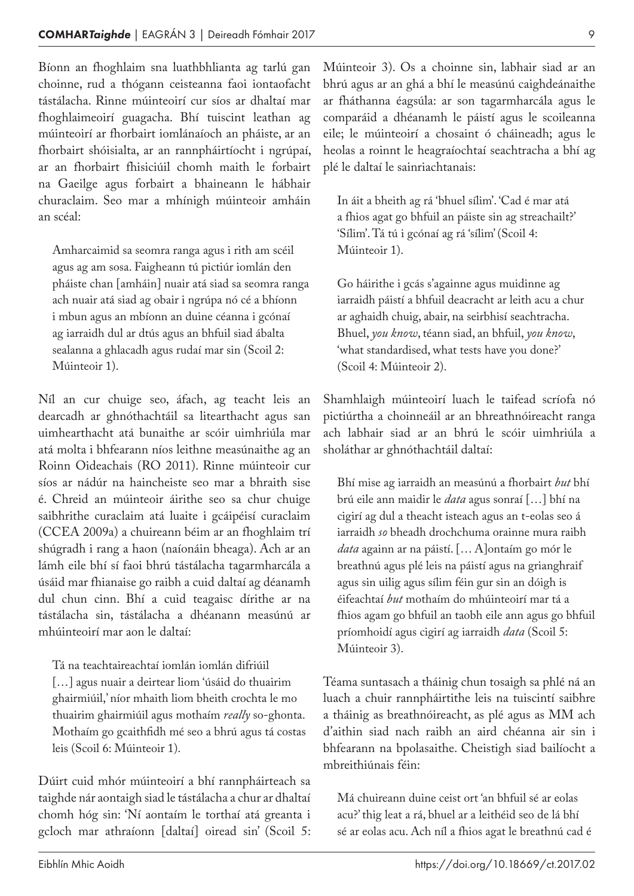Bíonn an fhoghlaim sna luathbhlianta ag tarlú gan choinne, rud a thógann ceisteanna faoi iontaofacht tástálacha. Rinne múinteoirí cur síos ar dhaltaí mar fhoghlaimeoirí guagacha. Bhí tuiscint leathan ag múinteoirí ar fhorbairt iomlánaíoch an pháiste, ar an fhorbairt shóisialta, ar an rannpháirtíocht i ngrúpaí, ar an fhorbairt fhisiciúil chomh maith le forbairt na Gaeilge agus forbairt a bhaineann le hábhair churaclaim. Seo mar a mhínigh múinteoir amháin an scéal:

> Amharcaimid sa seomra ranga agus i rith am scéil agus ag am sosa. Faigheann tú pictiúr iomlán den pháiste chan [amháin] nuair atá siad sa seomra ranga ach nuair atá siad ag obair i ngrúpa nó cé a bhíonn i mbun agus an mbíonn an duine céanna i gcónaí ag iarraidh dul ar dtús agus an bhfuil siad ábalta sealanna a ghlacadh agus rudaí mar sin (Scoil 2: Múinteoir 1).

Níl an cur chuige seo, áfach, ag teacht leis an dearcadh ar ghnóthachtáil sa litearthacht agus san uimhearthacht atá bunaithe ar scóir uimhriúla mar atá molta i bhfearann níos leithne measúnaithe ag an Roinn Oideachais (RO 2011). Rinne múinteoir cur síos ar nádúr na haincheiste seo mar a bhraith sise é. Chreid an múinteoir áirithe seo sa chur chuige saibhrithe curaclaim atá luaite i gcáipéisí curaclaim (CCEA 2009a) a chuireann béim ar an fhoghlaim trí shúgradh i rang a haon (naíonáin bheaga). Ach ar an lámh eile bhí sí faoi bhrú tástálacha tagarmharcála a úsáid mar fhianaise go raibh a cuid daltaí ag déanamh dul chun cinn. Bhí a cuid teagaisc dírithe ar na tástálacha sin, tástálacha a dhéanann measúnú ar mhúinteoirí mar aon le daltaí:

> Tá na teachtaireachtaí iomlán iomlán difriúil […] agus nuair a deirtear liom 'úsáid do thuairim ghairmiúil,' níor mhaith liom bheith crochta le mo thuairim ghairmiúil agus mothaím *really* so-ghonta. Mothaím go gcaithfidh mé seo a bhrú agus tá costas leis (Scoil 6: Múinteoir 1).

Dúirt cuid mhór múinteoirí a bhí rannpháirteach sa taighde nár aontaigh siad le tástálacha a chur ar dhaltaí chomh hóg sin: 'Ní aontaím le torthaí atá greanta i gcloch mar athraíonn [daltaí] oiread sin' (Scoil 5: Múinteoir 3). Os a choinne sin, labhair siad ar an bhrú agus ar an ghá a bhí le measúnú caighdeánaithe ar fháthanna éagsúla: ar son tagarmharcála agus le comparáid a dhéanamh le páistí agus le scoileanna eile; le múinteoirí a chosaint ó cháineadh; agus le heolas a roinnt le heagraíochtaí seachtracha a bhí ag plé le daltaí le sainriachtanais:

> In áit a bheith ag rá 'bhuel sílim'. 'Cad é mar atá a fhios agat go bhfuil an páiste sin ag streachailt?' 'Sílim'. Tá tú i gcónaí ag rá 'sílim' (Scoil 4: Múinteoir 1).

> Go háirithe i gcás s'againne agus muidinne ag iarraidh páistí a bhfuil deacracht ar leith acu a chur ar aghaidh chuig, abair, na seirbhísí seachtracha. Bhuel, *you know*, téann siad, an bhfuil, *you know*, 'what standardised, what tests have you done?' (Scoil 4: Múinteoir 2).

Shamhlaigh múinteoirí luach le taifead scríofa nó pictiúrtha a choinneáil ar an bhreathnóireacht ranga ach labhair siad ar an bhrú le scóir uimhriúla a sholáthar ar ghnóthachtáil daltaí:

> Bhí mise ag iarraidh an measúnú a fhorbairt *but* bhí brú eile ann maidir le *data* agus sonraí […] bhí na cigirí ag dul a theacht isteach agus an t-eolas seo á iarraidh *so* bheadh drochchuma orainne mura raibh *data* againn ar na páistí. [… A]ontaím go mór le breathnú agus plé leis na páistí agus na grianghraif agus sin uilig agus sílim féin gur sin an dóigh is éifeachtaí *but* mothaím do mhúinteoirí mar tá a fhios agam go bhfuil an taobh eile ann agus go bhfuil príomhoidí agus cigirí ag iarraidh *data* (Scoil 5: Múinteoir 3).

Téama suntasach a tháinig chun tosaigh sa phlé ná an luach a chuir rannpháirtithe leis na tuiscintí saibhre a tháinig as breathnóireacht, as plé agus as MM ach d'aithin siad nach raibh an aird chéanna air sin i bhfearann na bpolasaithe. Cheistigh siad bailíocht a mbreithiúnais féin:

> Má chuireann duine ceist ort 'an bhfuil sé ar eolas acu?' thig leat a rá, bhuel ar a leithéid seo de lá bhí sé ar eolas acu. Ach níl a fhios agat le breathnú cad é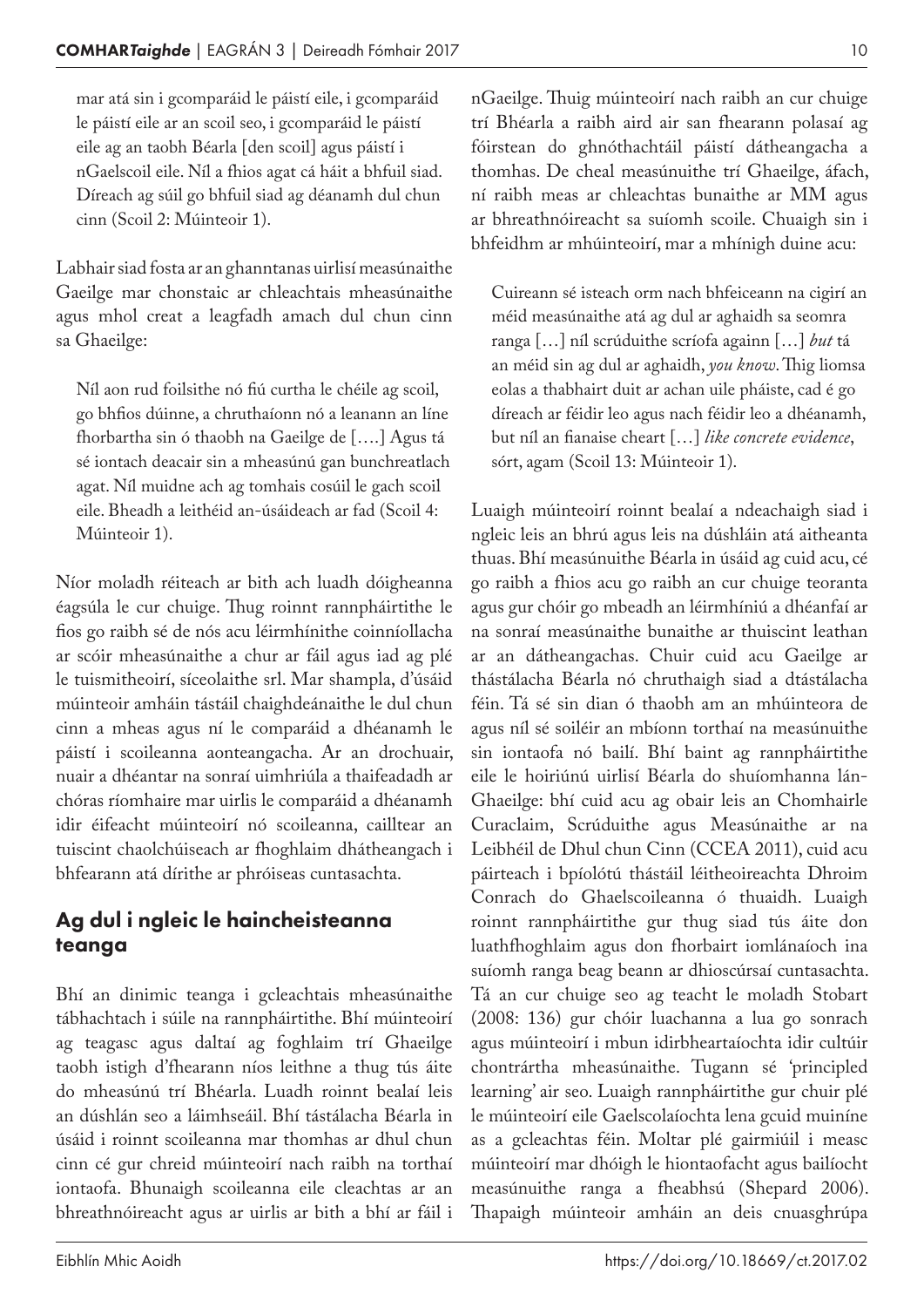> mar atá sin i gcomparáid le páistí eile, i gcomparáid le páistí eile ar an scoil seo, i gcomparáid le páistí eile ag an taobh Béarla [den scoil] agus páistí i nGaelscoil eile. Níl a fhios agat cá háit a bhfuil siad. Díreach ag súil go bhfuil siad ag déanamh dul chun cinn (Scoil 2: Múinteoir 1).

Labhair siad fosta ar an ghanntanas uirlisí measúnaithe Gaeilge mar chonstaic ar chleachtais mheasúnaithe agus mhol creat a leagfadh amach dul chun cinn sa Ghaeilge:

> Níl aon rud foilsithe nó fiú curtha le chéile ag scoil, go bhfios dúinne, a chruthaíonn nó a leanann an líne fhorbartha sin ó thaobh na Gaeilge de [….] Agus tá sé iontach deacair sin a mheasúnú gan bunchreatlach agat. Níl muidne ach ag tomhais cosúil le gach scoil eile. Bheadh a leithéid an-úsáideach ar fad (Scoil 4: Múinteoir 1).

Níor moladh réiteach ar bith ach luadh dóigheanna éagsúla le cur chuige. Thug roinnt rannpháirtithe le fios go raibh sé de nós acu léirmhínithe coinníollacha ar scóir mheasúnaithe a chur ar fáil agus iad ag plé le tuismitheoirí, síceolaithe srl. Mar shampla, d'úsáid múinteoir amháin tástáil chaighdeánaithe le dul chun cinn a mheas agus ní le comparáid a dhéanamh le páistí i scoileanna aonteangacha. Ar an drochuair, nuair a dhéantar na sonraí uimhriúla a thaifeadadh ar chóras ríomhaire mar uirlis le comparáid a dhéanamh idir éifeacht múinteoirí nó scoileanna, cailltear an tuiscint chaolchúiseach ar fhoghlaim dhátheangach i bhfearann atá dírithe ar phróiseas cuntasachta.

## Ag dul i ngleic le haincheisteanna teanga

Bhí an dinimic teanga i gcleachtais mheasúnaithe tábhachtach i súile na rannpháirtithe. Bhí múinteoirí ag teagasc agus daltaí ag foghlaim trí Ghaeilge taobh istigh d'fhearann níos leithne a thug tús áite do mheasúnú trí Bhéarla. Luadh roinnt bealaí leis an dúshlán seo a láimhseáil. Bhí tástálacha Béarla in úsáid i roinnt scoileanna mar thomhas ar dhul chun cinn cé gur chreid múinteoirí nach raibh na torthaí iontaofa. Bhunaigh scoileanna eile cleachtas ar an bhreathnóireacht agus ar uirlis ar bith a bhí ar fáil i nGaeilge. Thuig múinteoirí nach raibh an cur chuige trí Bhéarla a raibh aird air san fhearann polasaí ag fóirstean do ghnóthachtáil páistí dátheangacha a thomhas. De cheal measúnuithe trí Ghaeilge, áfach, ní raibh meas ar chleachtas bunaithe ar MM agus ar bhreathnóireacht sa suíomh scoile. Chuaigh sin i bhfeidhm ar mhúinteoirí, mar a mhínigh duine acu:

> Cuireann sé isteach orm nach bhfeiceann na cigirí an méid measúnaithe atá ag dul ar aghaidh sa seomra ranga […] níl scrúduithe scríofa againn […] *but* tá an méid sin ag dul ar aghaidh, *you know*. Thig liomsa eolas a thabhairt duit ar achan uile pháiste, cad é go díreach ar féidir leo agus nach féidir leo a dhéanamh, but níl an fianaise cheart […] *like concrete evidence*, sórt, agam (Scoil 13: Múinteoir 1).

Luaigh múinteoirí roinnt bealaí a ndeachaigh siad i ngleic leis an bhrú agus leis na dúshláin atá aitheanta thuas. Bhí measúnuithe Béarla in úsáid ag cuid acu, cé go raibh a fhios acu go raibh an cur chuige teoranta agus gur chóir go mbeadh an léirmhíniú a dhéanfaí ar na sonraí measúnaithe bunaithe ar thuiscint leathan ar an dátheangachas. Chuir cuid acu Gaeilge ar thástálacha Béarla nó chruthaigh siad a dtástálacha féin. Tá sé sin dian ó thaobh am an mhúinteora de agus níl sé soiléir an mbíonn torthaí na measúnuithe sin iontaofa nó bailí. Bhí baint ag rannpháirtithe eile le hoiriúnú uirlisí Béarla do shuíomhanna lán-Ghaeilge: bhí cuid acu ag obair leis an Chomhairle Curaclaim, Scrúduithe agus Measúnaithe ar na Leibhéil de Dhul chun Cinn (CCEA 2011), cuid acu páirteach i bpíolótú thástáil léitheoireachta Dhroim Conrach do Ghaelscoileanna ó thuaidh. Luaigh roinnt rannpháirtithe gur thug siad tús áite don luathfhoghlaim agus don fhorbairt iomlánaíoch ina suíomh ranga beag beann ar dhioscúrsaí cuntasachta. Tá an cur chuige seo ag teacht le moladh Stobart (2008: 136) gur chóir luachanna a lua go sonrach agus múinteoirí i mbun idirbheartaíochta idir cultúir chontrártha mheasúnaithe. Tugann sé 'principled learning' air seo. Luaigh rannpháirtithe gur chuir plé le múinteoirí eile Gaelscolaíochta lena gcuid muiníne as a gcleachtas féin. Moltar plé gairmiúil i measc múinteoirí mar dhóigh le hiontaofacht agus bailíocht measúnuithe ranga a fheabhsú (Shepard 2006). Thapaigh múinteoir amháin an deis cnuasghrúpa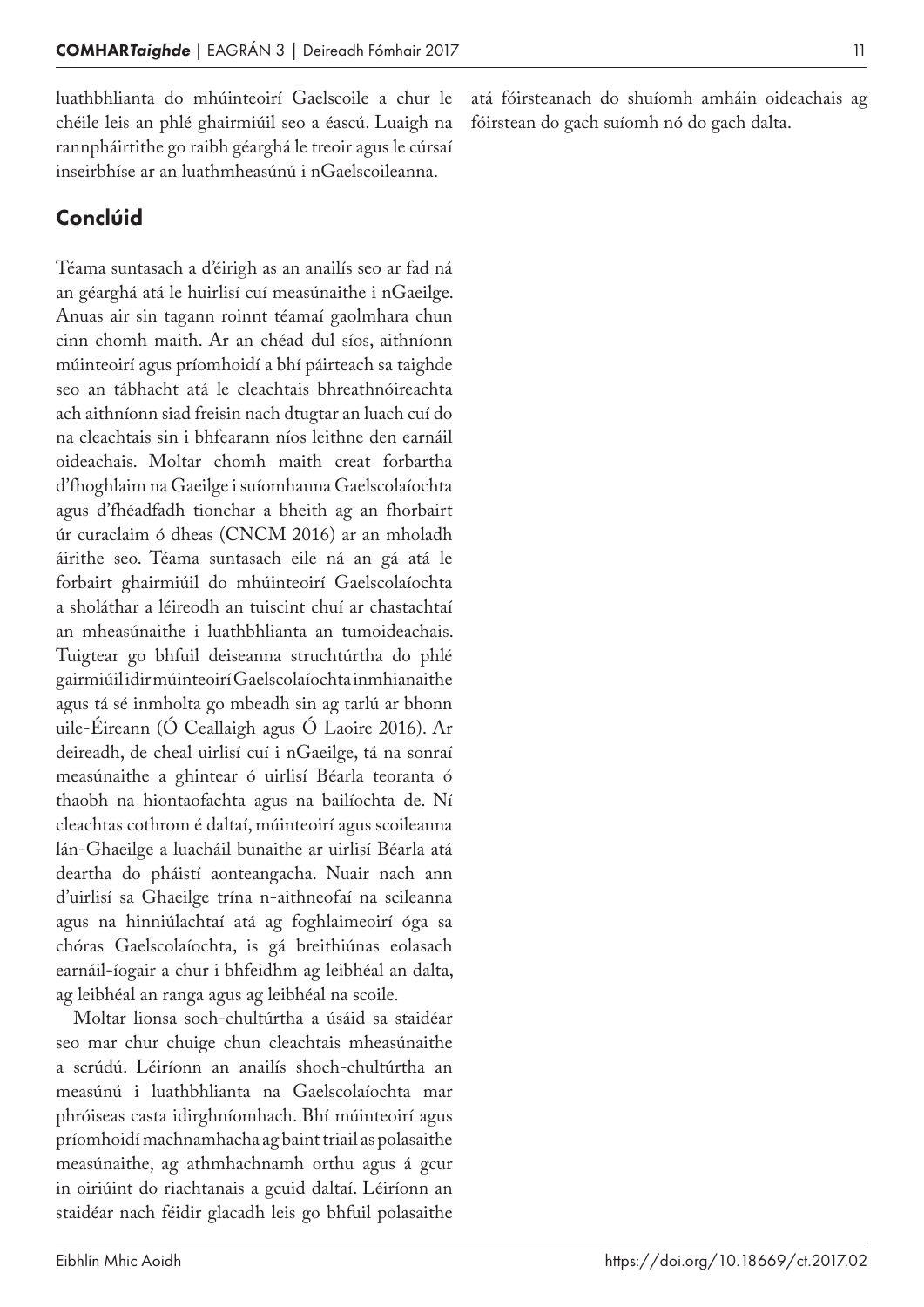luathbhlianta do mhúinteoirí Gaelscoile a chur le chéile leis an phlé ghairmiúil seo a éascú. Luaigh na rannpháirtithe go raibh géarghá le treoir agus le cúrsaí inseirbhíse ar an luathmheasúnú i nGaelscoileanna.

## Conclúid

Téama suntasach a d'éirigh as an anailís seo ar fad ná an géarghá atá le huirlisí cuí measúnaithe i nGaeilge. Anuas air sin tagann roinnt téamaí gaolmhara chun cinn chomh maith. Ar an chéad dul síos, aithníonn múinteoirí agus príomhoidí a bhí páirteach sa taighde seo an tábhacht atá le cleachtais bhreathnóireachta ach aithníonn siad freisin nach dtugtar an luach cuí do na cleachtais sin i bhfearann níos leithne den earnáil oideachais. Moltar chomh maith creat forbartha d'fhoghlaim na Gaeilge i suíomhanna Gaelscolaíochta agus d'fhéadfadh tionchar a beith ag an fhorbairt úr curaclaim ó dheas (CNCM 2016) ar an mholadh áirithe seo. Téama suntasach eile ná an gá atá le forbairt ghairmiúil do mhúinteoirí Gaelscolaíochta a sholáthar a léireodh an tuiscint chuí ar chastachtaí an mheasúnaithe i luathbhlianta an tumoideachais. Tuigtear go bhfuil deiseanna struchtúrtha do phlé gairmiúil idir múinteoirí Gaelscolaíochta inmhianaithe agus tá sé inmholta go mbeadh sin ag tarlú ar bhonn uile-Éireann (Ó Ceallaigh agus Ó Laoire 2016). Ar deireadh, de cheal uirlisí cuí i nGaeilge, tá na sonraí measúnaithe a ghintear ó uirlisí Béarla teoranta ó thaobh na hiontaofachta agus na bailíochta de. Ní cleachtas cothrom é daltaí, múinteoirí agus scoileanna lán-Ghaeilge a luacháil bunaithe ar uirlisí Béarla atá deartha do pháistí aonteangacha. Nuair nach ann d'uirlisí sa Ghaeilge trína n-aithneofaí na scileanna agus na hinniúlachtaí atá ag foghlaimeoirí óga sa chóras Gaelscolaíochta, is gá breithiúnas eolasach earnáil-íogair a chur i bhfeidhm ag leibhéal an dalta, ag leibhéal an ranga agus ag leibhéal na scoile.

Moltar lionsa soch-chultúrtha a úsáid sa staidéar seo mar chur chuige chun cleachtais mheasúnaithe a scrúdú. Léiríonn an anailís shoch-chultúrtha an measúnú i luathbhlianta na Gaelscolaíochta mar phróiseas casta idirghníomhach. Bhí múinteoirí agus príomhoidí machnamhacha ag baint triail as polasaithe measúnaithe, ag athmhachnamh orthu agus á gcur in oiriúint do riachtanais a gcuid daltaí. Léiríonn an staidéar nach féidir glacadh leis go bhfuil polasaithe atá fóirsteanach do shuíomh amháin oideachais ag fóirstean do gach suíomh nó do gach dalta.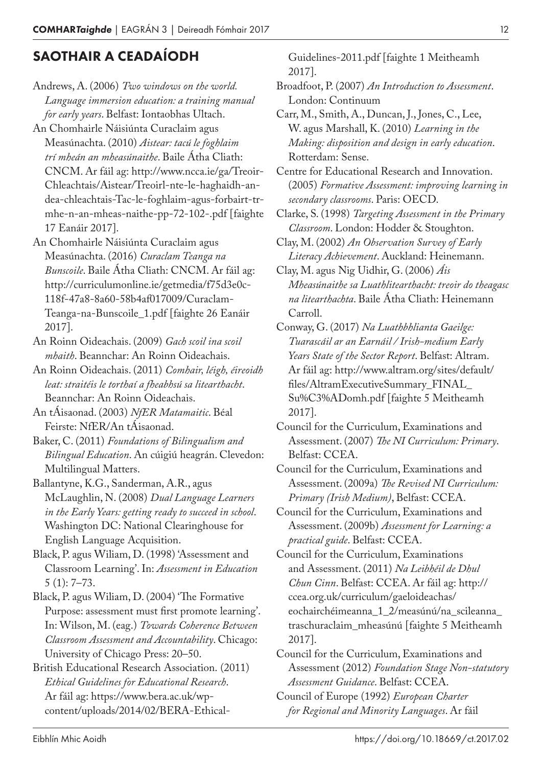## SAOTHAIR A CEADAÍODH

Andrews, A. (2006) *Two windows on the world. Language immersion education: a training manual for early years*. Belfast: Iontaobhas Ultach.

An Chomhairle Náisiúnta Curaclaim agus Measúnachta. (2010) *Aistear: tacú le foghlaim trí mheán an mheasúnaithe*. Baile Átha Cliath: CNCM. Ar fáil ag: http://www.ncca.ie/ga/Treoir-Chleachtais/Aistear/Treoirl-nte-le-haghaidh-an-dea-chleachtais-Tac-le-foghlaim-agus-forbairt-tr-mhe-n-an-mheas-naithe-pp-72-102-.pdf [faighte 17 Eanáir 2017].

An Chomhairle Náisiúnta Curaclaim agus Measúnachta. (2016) *Curaclam Teanga na Bunscoile*. Baile Átha Cliath: CNCM. Ar fáil ag: http://curriculumonline.ie/getmedia/f75d3e0c-118f-47a8-8a60-58b4af017009/Curaclam-Teanga-na-Bunscoile_1.pdf [faighte 26 Eanáir 2017].

An Roinn Oideachais. (2009) *Gach scoil ina scoil mhaith*. Beannchar: An Roinn Oideachais.

An Roinn Oideachais. (2011) *Comhair, léigh, éireoidh leat: straitéis le torthaí a fheabhsú sa litearthacht*. Beannchar: An Roinn Oideachais.

An tÁisaonad. (2003) *NfER Matamaitic*. Béal Feirste: NfER/An tÁisaonad.

Baker, C. (2011) *Foundations of Bilingualism and Bilingual Education*. An cúigiú heagrán. Clevedon: Multilingual Matters.

Ballantyne, K.G., Sanderman, A.R., agus McLaughlin, N. (2008) *Dual Language Learners in the Early Years: getting ready to succeed in school*. Washington DC: National Clearinghouse for English Language Acquisition.

Black, P. agus Wiliam, D. (1998) 'Assessment and Classroom Learning'. In: *Assessment in Education* 5 (1): 7–73.

Black, P. agus Wiliam, D. (2004) 'The Formative Purpose: assessment must first promote learning'. In: Wilson, M. (eag.) *Towards Coherence Between Classroom Assessment and Accountability*. Chicago: University of Chicago Press: 20–50.

British Educational Research Association. (2011) *Ethical Guidelines for Educational Research*. Ar fáil ag: https://www.bera.ac.uk/wp-content/uploads/2014/02/BERA-Ethical-Guidelines-2011.pdf [faighte 1 Meitheamh 2017].

Broadfoot, P. (2007) *An Introduction to Assessment*. London: Continuum

Carr, M., Smith, A., Duncan, J., Jones, C., Lee, W. agus Marshall, K. (2010) *Learning in the Making: disposition and design in early education*. Rotterdam: Sense.

Centre for Educational Research and Innovation. (2005) *Formative Assessment: improving learning in secondary classrooms*. Paris: OECD.

Clarke, S. (1998) *Targeting Assessment in the Primary Classroom*. London: Hodder & Stoughton.

Clay, M. (2002) *An Observation Survey of Early Literacy Achievement*. Auckland: Heinemann.

Clay, M. agus Nig Uidhir, G. (2006) *Áis Mheasúnaithe sa Luathlitearthacht: treoir do theagasc na litearthachta*. Baile Átha Cliath: Heinemann Carroll.

Conway, G. (2017) *Na Luathbhlianta Gaeilge: Tuarascáil ar an Earnáil / Irish-medium Early Years State of the Sector Report*. Belfast: Altram. Ar fáil ag: http://www.altram.org/sites/default/files/AltramExecutiveSummary_FINAL_Su%C3%ADomh.pdf [faighte 5 Meitheamh 2017].

Council for the Curriculum, Examinations and Assessment. (2007) *The NI Curriculum: Primary*. Belfast: CCEA.

Council for the Curriculum, Examinations and Assessment. (2009a) *The Revised NI Curriculum: Primary (Irish Medium)*, Belfast: CCEA.

Council for the Curriculum, Examinations and Assessment. (2009b) *Assessment for Learning: a practical guide*. Belfast: CCEA.

Council for the Curriculum, Examinations and Assessment. (2011) *Na Leibhéil de Dhul Chun Cinn*. Belfast: CCEA. Ar fáil ag: http://ccea.org.uk/curriculum/gaeloideachas/eochairchéimeanna_1_2/measúnú/na_scileanna_traschuraclaim_mheasúnú [faighte 5 Meitheamh 2017].

Council for the Curriculum, Examinations and Assessment (2012) *Foundation Stage Non-statutory Assessment Guidance*. Belfast: CCEA.

Council of Europe (1992) *European Charter for Regional and Minority Languages*. Ar fáil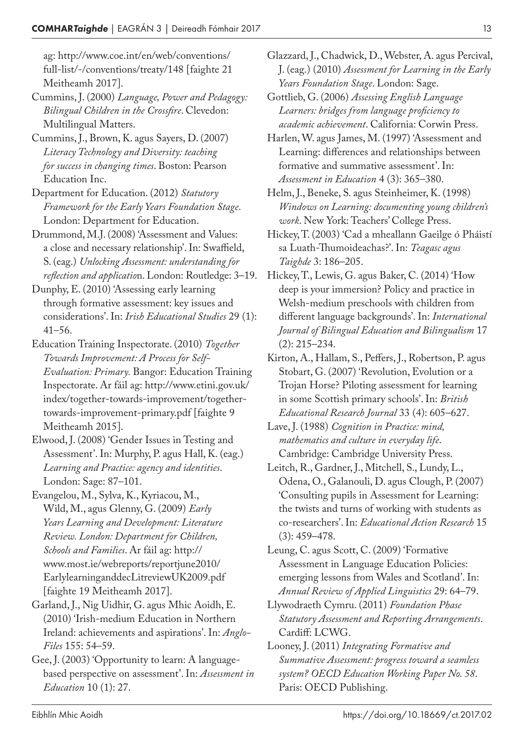ag: http://www.coe.int/en/web/conventions/full-list/-/conventions/treaty/148 [faighte 21 Meitheamh 2017].

Cummins, J. (2000) *Language, Power and Pedagogy: Bilingual Children in the Crossfire*. Clevedon: Multilingual Matters.

Cummins, J., Brown, K. agus Sayers, D. (2007) *Literacy Technology and Diversity: teaching for success in changing times*. Boston: Pearson Education Inc.

Department for Education. (2012) *Statutory Framework for the Early Years Foundation Stage*. London: Department for Education.

Drummond, M.J. (2008) 'Assessment and Values: a close and necessary relationship'. In: Swaffield, S. (eag.) *Unlocking Assessment: understanding for reflection and applicatio*n. London: Routledge: 3–19.

Dunphy, E. (2010) 'Assessing early learning through formative assessment: key issues and considerations'. In: *Irish Educational Studies* 29 (1): 41–56.

Education Training Inspectorate. (2010) *Together Towards Improvement: A Process for Self-Evaluation: Primary.* Bangor: Education Training Inspectorate. Ar fáil ag: http://www.etini.gov.uk/index/together-towards-improvement/together-towards-improvement-primary.pdf [faighte 9 Meitheamh 2015].

Elwood, J. (2008) 'Gender Issues in Testing and Assessment'. In: Murphy, P. agus Hall, K. (eag.) *Learning and Practice: agency and identities*. London: Sage: 87–101.

Evangelou, M., Sylva, K., Kyriacou, M., Wild, M., agus Glenny, G. (2009) *Early Years Learning and Development: Literature Review. London: Department for Children, Schools and Families*. Ar fáil ag: http://www.most.ie/webreports/reportjune2010/EarlylearninganddecLitreviewUK2009.pdf [faighte 19 Meitheamh 2017].

Garland, J., Nig Uidhir, G. agus Mhic Aoidh, E. (2010) 'Irish-medium Education in Northern Ireland: achievements and aspirations'. In: *Anglo-Files* 155: 54–59.

Gee, J. (2003) 'Opportunity to learn: A language-based perspective on assessment'. In: *Assessment in Education* 10 (1): 27.

Glazzard, J., Chadwick, D., Webster, A. agus Percival, J. (eag.) (2010) *Assessment for Learning in the Early Years Foundation Stage*. London: Sage.

Gottlieb, G. (2006) *Assessing English Language Learners: bridges from language proficiency to academic achievement*. California: Corwin Press.

Harlen, W. agus James, M. (1997) 'Assessment and Learning: differences and relationships between formative and summative assessment'. In: *Assessment in Education* 4 (3): 365–380.

Helm, J., Beneke, S. agus Steinheimer, K. (1998) *Windows on Learning: documenting young children's work*. New York: Teachers' College Press.

Hickey, T. (2003) 'Cad a mheallann Gaeilge ó Pháistí sa Luath-Thumoideachas?'. In: *Teagasc agus Taighde* 3: 186–205.

Hickey, T., Lewis, G. agus Baker, C. (2014) 'How deep is your immersion? Policy and practice in Welsh-medium preschools with children from different language backgrounds'. In: *International Journal of Bilingual Education and Bilingualism* 17 (2): 215–234.

Kirton, A., Hallam, S., Peffers, J., Robertson, P. agus Stobart, G. (2007) 'Revolution, Evolution or a Trojan Horse? Piloting assessment for learning in some Scottish primary schools'. In: *British Educational Research Journal* 33 (4): 605–627.

Lave, J. (1988) *Cognition in Practice: mind, mathematics and culture in everyday life*. Cambridge: Cambridge University Press.

Leitch, R., Gardner, J., Mitchell, S., Lundy, L., Odena, O., Galanouli, D. agus Clough, P. (2007) 'Consulting pupils in Assessment for Learning: the twists and turns of working with students as co-researchers'. In: *Educational Action Research* 15 (3): 459–478.

Leung, C. agus Scott, C. (2009) 'Formative Assessment in Language Education Policies: emerging lessons from Wales and Scotland'. In: *Annual Review of Applied Linguistics* 29: 64–79.

Llywodraeth Cymru. (2011) *Foundation Phase Statutory Assessment and Reporting Arrangements*. Cardiff: LCWG.

Looney, J. (2011) *Integrating Formative and Summative Assessment: progress toward a seamless system? OECD Education Working Paper No. 58*. Paris: OECD Publishing.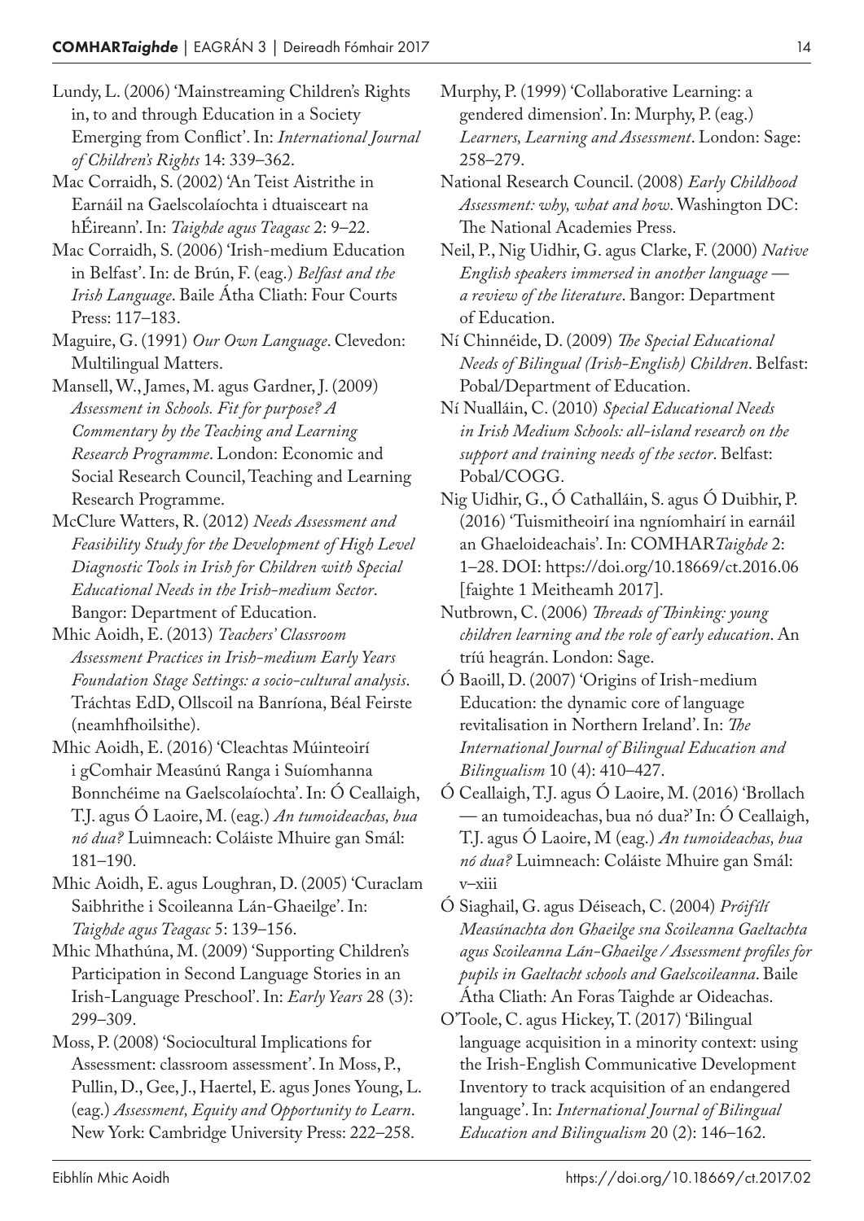Lundy, L. (2006) 'Mainstreaming Children's Rights in, to and through Education in a Society Emerging from Conflict'. In: *International Journal of Children's Rights* 14: 339–362.

Mac Corraidh, S. (2002) 'An Teist Aistrithe in Earnáil na Gaelscolaíochta i dtuaisceart na hÉireann'. In: *Taighde agus Teagasc* 2: 9–22.

Mac Corraidh, S. (2006) 'Irish-medium Education in Belfast'. In: de Brún, F. (eag.) *Belfast and the Irish Language*. Baile Átha Cliath: Four Courts Press: 117–183.

Maguire, G. (1991) *Our Own Language*. Clevedon: Multilingual Matters.

Mansell, W., James, M. agus Gardner, J. (2009) *Assessment in Schools. Fit for purpose? A Commentary by the Teaching and Learning Research Programme*. London: Economic and Social Research Council, Teaching and Learning Research Programme.

McClure Watters, R. (2012) *Needs Assessment and Feasibility Study for the Development of High Level Diagnostic Tools in Irish for Children with Special Educational Needs in the Irish-medium Sector*. Bangor: Department of Education.

Mhic Aoidh, E. (2013) *Teachers' Classroom Assessment Practices in Irish-medium Early Years Foundation Stage Settings: a socio-cultural analysis*. Tráchtas EdD, Ollscoil na Banríona, Béal Feirste (neamhfhoilsithe).

Mhic Aoidh, E. (2016) 'Cleachtas Múinteoirí i gComhair Measúnú Ranga i Suíomhanna Bonnchéime na Gaelscolaíochta'. In: Ó Ceallaigh, T.J. agus Ó Laoire, M. (eag.) *An tumoideachas, bua nó dua?* Luimneach: Coláiste Mhuire gan Smál: 181–190.

Mhic Aoidh, E. agus Loughran, D. (2005) 'Curaclam Saibhrithe i Scoileanna Lán-Ghaeilge'. In: *Taighde agus Teagasc* 5: 139–156.

Mhic Mhathúna, M. (2009) 'Supporting Children's Participation in Second Language Stories in an Irish-Language Preschool'. In: *Early Years* 28 (3): 299–309.

Moss, P. (2008) 'Sociocultural Implications for Assessment: classroom assessment'. In Moss, P., Pullin, D., Gee, J., Haertel, E. agus Jones Young, L. (eag.) *Assessment, Equity and Opportunity to Learn*. New York: Cambridge University Press: 222–258.

Murphy, P. (1999) 'Collaborative Learning: a gendered dimension'. In: Murphy, P. (eag.) *Learners, Learning and Assessment*. London: Sage: 258–279.

National Research Council. (2008) *Early Childhood Assessment: why, what and how*. Washington DC: The National Academies Press.

Neil, P., Nig Uidhir, G. agus Clarke, F. (2000) *Native English speakers immersed in another language — a review of the literature*. Bangor: Department of Education.

Ní Chinnéide, D. (2009) *The Special Educational Needs of Bilingual (Irish-English) Children*. Belfast: Pobal/Department of Education.

Ní Nualláin, C. (2010) *Special Educational Needs in Irish Medium Schools: all-island research on the support and training needs of the sector*. Belfast: Pobal/COGG.

Nig Uidhir, G., Ó Cathalláin, S. agus Ó Duibhir, P. (2016) 'Tuismitheoirí ina ngníomhairí in earnáil an Ghaeloideachais'. In: COMHAR*Taighde* 2: 1–28. DOI: https://doi.org/10.18669/ct.2016.06 [faighte 1 Meitheamh 2017].

Nutbrown, C. (2006) *Threads of Thinking: young children learning and the role of early education*. An tríú heagrán. London: Sage.

Ó Baoill, D. (2007) 'Origins of Irish-medium Education: the dynamic core of language revitalisation in Northern Ireland'. In: *The International Journal of Bilingual Education and Bilingualism* 10 (4): 410–427.

Ó Ceallaigh, T.J. agus Ó Laoire, M. (2016) 'Brollach — an tumoideachas, bua nó dua?' In: Ó Ceallaigh, T.J. agus Ó Laoire, M (eag.) *An tumoideachas, bua nó dua?* Luimneach: Coláiste Mhuire gan Smál: v–xiii

Ó Siaghail, G. agus Déiseach, C. (2004) *Próifílí Measúnachta don Ghaeilge sna Scoileanna Gaeltachta agus Scoileanna Lán-Ghaeilge / Assessment profiles for pupils in Gaeltacht schools and Gaelscoileanna*. Baile Átha Cliath: An Foras Taighde ar Oideachas.

O'Toole, C. agus Hickey, T. (2017) 'Bilingual language acquisition in a minority context: using the Irish-English Communicative Development Inventory to track acquisition of an endangered language'. In: *International Journal of Bilingual Education and Bilingualism* 20 (2): 146–162.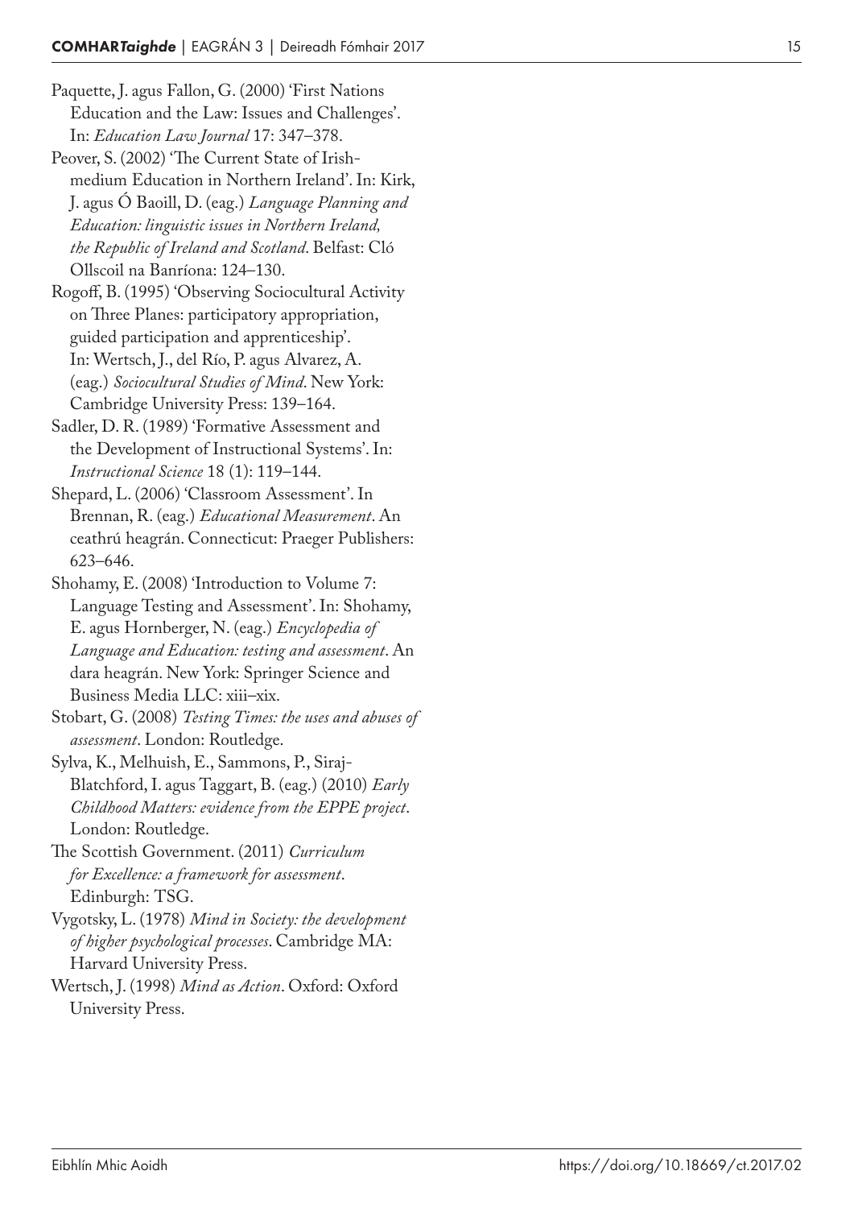Paquette, J. agus Fallon, G. (2000) 'First Nations Education and the Law: Issues and Challenges'. In: *Education Law Journal* 17: 347–378.

Peover, S. (2002) 'The Current State of Irish-medium Education in Northern Ireland'. In: Kirk, J. agus Ó Baoill, D. (eag.) *Language Planning and Education: linguistic issues in Northern Ireland, the Republic of Ireland and Scotland*. Belfast: Cló Ollscoil na Banríona: 124–130.

Rogoff, B. (1995) 'Observing Sociocultural Activity on Three Planes: participatory appropriation, guided participation and apprenticeship'. In: Wertsch, J., del Río, P. agus Alvarez, A. (eag.) *Sociocultural Studies of Mind*. New York: Cambridge University Press: 139–164.

Sadler, D. R. (1989) 'Formative Assessment and the Development of Instructional Systems'. In: *Instructional Science* 18 (1): 119–144.

Shepard, L. (2006) 'Classroom Assessment'. In Brennan, R. (eag.) *Educational Measurement*. An ceathrú heagrán. Connecticut: Praeger Publishers: 623–646.

Shohamy, E. (2008) 'Introduction to Volume 7: Language Testing and Assessment'. In: Shohamy, E. agus Hornberger, N. (eag.) *Encyclopedia of Language and Education: testing and assessment*. An dara heagrán. New York: Springer Science and Business Media LLC: xiii–xix.

Stobart, G. (2008) *Testing Times: the uses and abuses of assessment*. London: Routledge.

Sylva, K., Melhuish, E., Sammons, P., Siraj-Blatchford, I. agus Taggart, B. (eag.) (2010) *Early Childhood Matters: evidence from the EPPE project*. London: Routledge.

The Scottish Government. (2011) *Curriculum for Excellence: a framework for assessment*. Edinburgh: TSG.

Vygotsky, L. (1978) *Mind in Society: the development of higher psychological processes*. Cambridge MA: Harvard University Press.

Wertsch, J. (1998) *Mind as Action*. Oxford: Oxford University Press.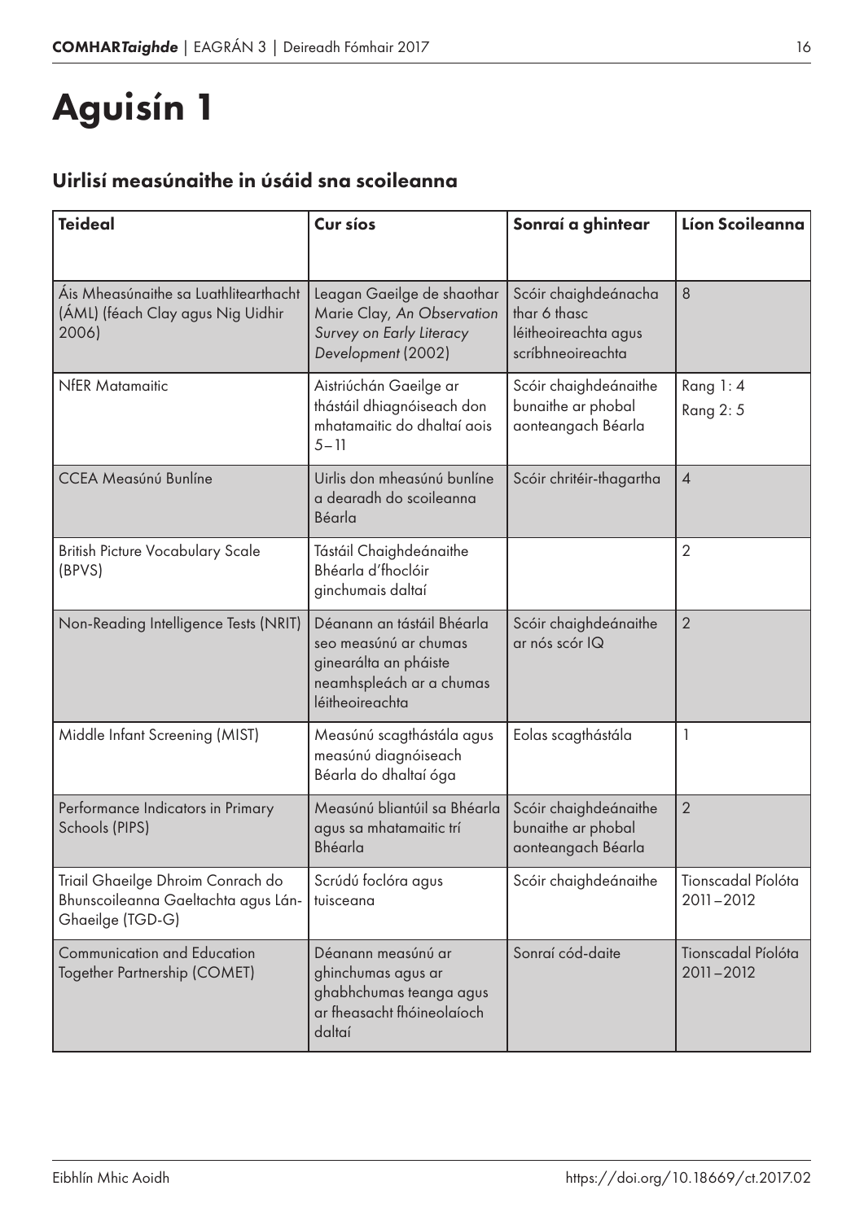# Aguisín 1

## Uirlisí measúnaithe in úsáid sna scoileanna

| Teideal | Cur síos | Sonraí a ghintear | Líon Scoileanna |
|---|---|---|---|
| Áis Mheasúnaithe sa Luathlitearthacht (ÁML) (féach Clay agus Nig Uidhir 2006) | Leagan Gaeilge de shaothar Marie Clay, *An Observation Survey on Early Literacy Development* (2002) | Scóir chaighdeánacha thar 6 thasc léitheoireachta agus scríbhneoireachta | 8 |
| NfER Matamaitic | Aistriúchán Gaeilge ar thástáil dhiagnóiseach don mhatamaitic do dhaltaí aois 5–11 | Scóir chaighdeánaithe bunaithe ar phobal aonteangach Béarla | Rang 1: 4<br>Rang 2: 5 |
| CCEA Measúnú Bunlíne | Uirlis don mheasúnú bunlíne a dearadh do scoileanna Béarla | Scóir chritéir-thagartha | 4 |
| British Picture Vocabulary Scale (BPVS) | Tástáil Chaighdeánaithe Bhéarla d'fhoclóir ginchumais daltaí | | 2 |
| Non-Reading Intelligence Tests (NRIT) | Déanann an tástáil Bhéarla seo measúnú ar chumas ginearálta an pháiste neamhspleách ar a chumas léitheoireachta | Scóir chaighdeánaithe ar nós scór IQ | 2 |
| Middle Infant Screening (MIST) | Measúnú scagthástála agus measúnú diagnóiseach Béarla do dhaltaí óga | Eolas scagthástála | 1 |
| Performance Indicators in Primary Schools (PIPS) | Measúnú bliantúil sa Bhéarla agus sa mhatamaitic trí Bhéarla | Scóir chaighdeánaithe bunaithe ar phobal aonteangach Béarla | 2 |
| Triail Ghaeilge Dhroim Conrach do Bhunscoileanna Gaeltachta agus Lán-Ghaeilge (TGD-G) | Scrúdú foclóra agus tuisceana | Scóir chaighdeánaithe | Tionscadal Píolóta 2011–2012 |
| Communication and Education Together Partnership (COMET) | Déanann measúnú ar ghinchumas agus ar ghabhchumas teanga agus ar fheasacht fhóineolaíoch daltaí | Sonraí cód-daite | Tionscadal Píolóta 2011–2012 |